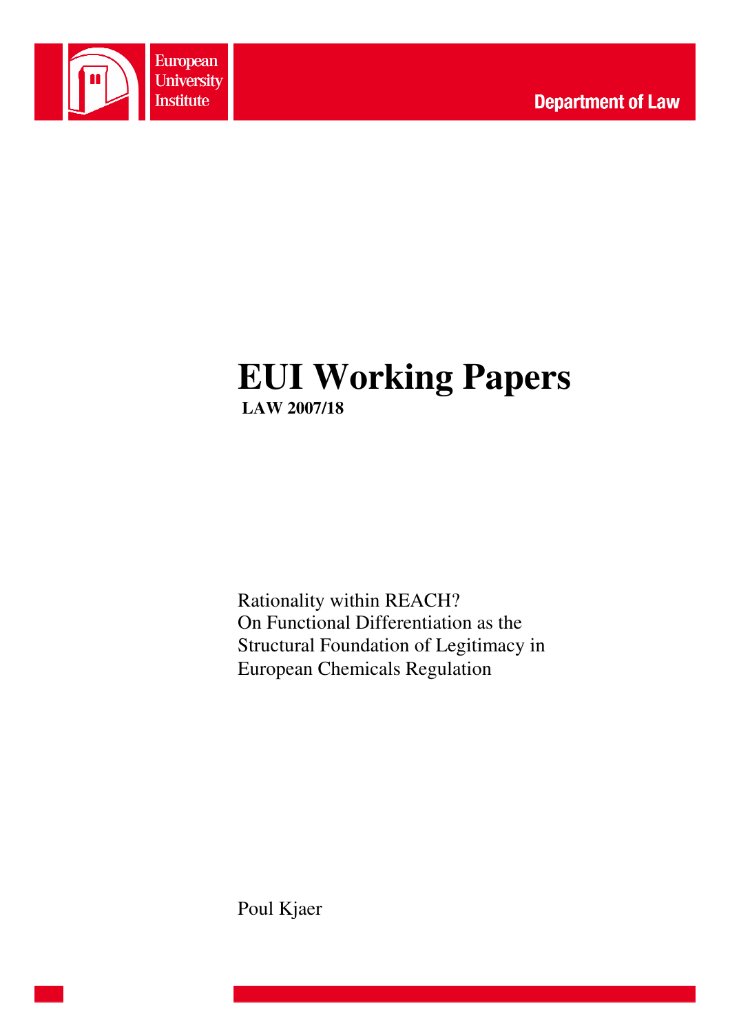European University Institute

Department of Law

# EUI Working Papers

**LAW 2007/18**

Rationality within REACH?
On Functional Differentiation as the Structural Foundation of Legitimacy in European Chemicals Regulation

Poul Kjaer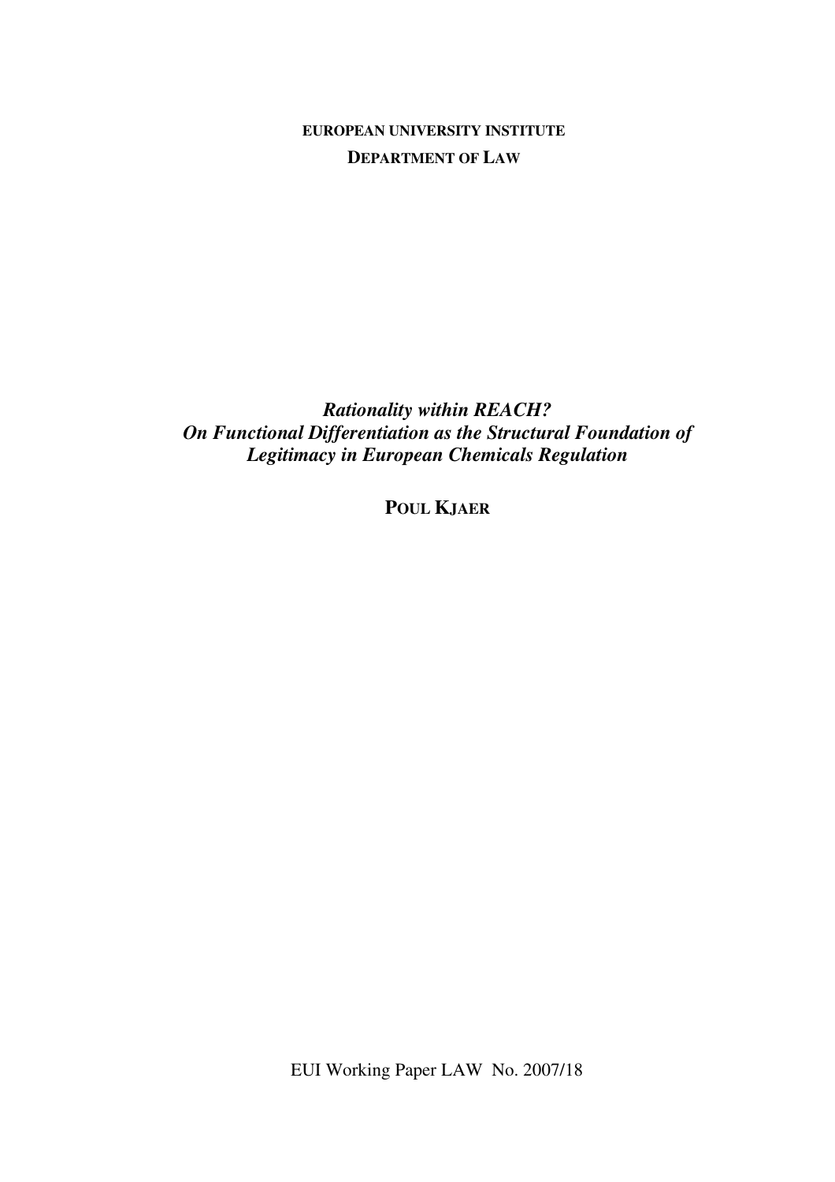**EUROPEAN UNIVERSITY INSTITUTE**

**DEPARTMENT OF LAW**

***Rationality within REACH?***
***On Functional Differentiation as the Structural Foundation of Legitimacy in European Chemicals Regulation***

**POUL KJAER**

EUI Working Paper LAW No. 2007/18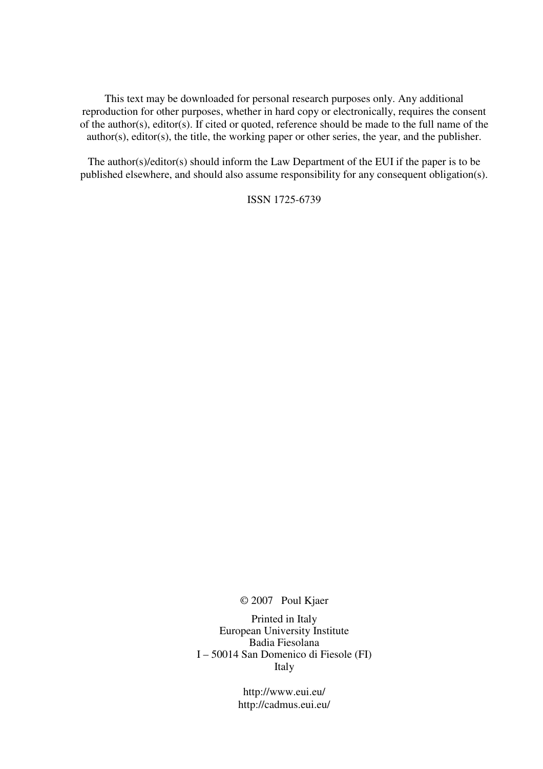This text may be downloaded for personal research purposes only. Any additional reproduction for other purposes, whether in hard copy or electronically, requires the consent of the author(s), editor(s). If cited or quoted, reference should be made to the full name of the author(s), editor(s), the title, the working paper or other series, the year, and the publisher.

The author(s)/editor(s) should inform the Law Department of the EUI if the paper is to be published elsewhere, and should also assume responsibility for any consequent obligation(s).

ISSN 1725-6739

© 2007 Poul Kjaer

Printed in Italy
European University Institute
Badia Fiesolana
I – 50014 San Domenico di Fiesole (FI)
Italy

http://www.eui.eu/
http://cadmus.eui.eu/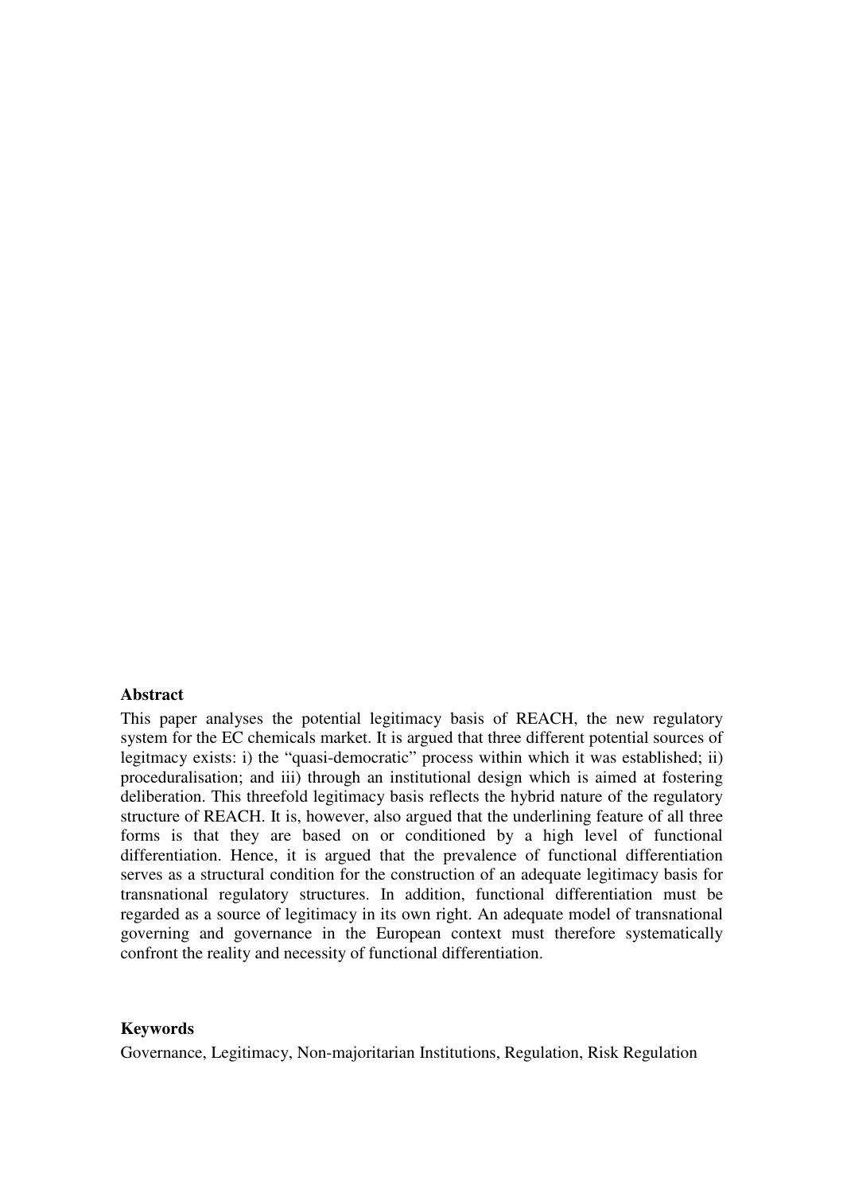**Abstract**

This paper analyses the potential legitimacy basis of REACH, the new regulatory system for the EC chemicals market. It is argued that three different potential sources of legitmacy exists: i) the "quasi-democratic" process within which it was established; ii) proceduralisation; and iii) through an institutional design which is aimed at fostering deliberation. This threefold legitimacy basis reflects the hybrid nature of the regulatory structure of REACH. It is, however, also argued that the underlining feature of all three forms is that they are based on or conditioned by a high level of functional differentiation. Hence, it is argued that the prevalence of functional differentiation serves as a structural condition for the construction of an adequate legitimacy basis for transnational regulatory structures. In addition, functional differentiation must be regarded as a source of legitimacy in its own right. An adequate model of transnational governing and governance in the European context must therefore systematically confront the reality and necessity of functional differentiation.

**Keywords**

Governance, Legitimacy, Non-majoritarian Institutions, Regulation, Risk Regulation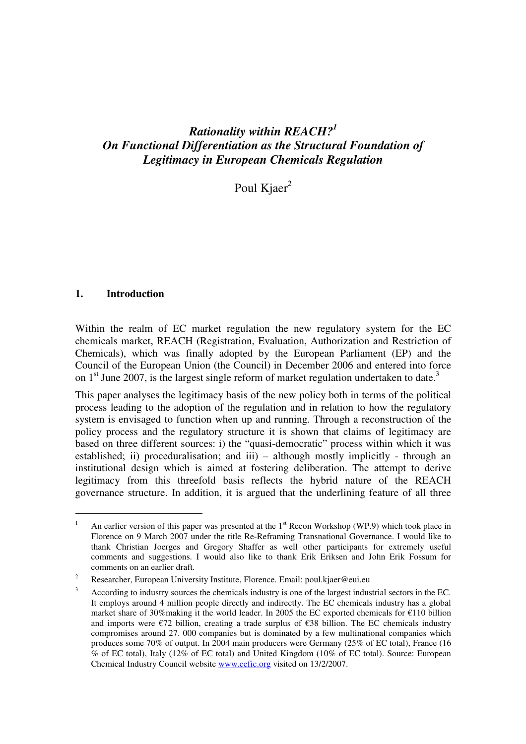# *Rationality within REACH?*[1]
# *On Functional Differentiation as the Structural Foundation of Legitimacy in European Chemicals Regulation*

Poul Kjaer[2]

## 1. Introduction

Within the realm of EC market regulation the new regulatory system for the EC chemicals market, REACH (Registration, Evaluation, Authorization and Restriction of Chemicals), which was finally adopted by the European Parliament (EP) and the Council of the European Union (the Council) in December 2006 and entered into force on 1st June 2007, is the largest single reform of market regulation undertaken to date.[3]

This paper analyses the legitimacy basis of the new policy both in terms of the political process leading to the adoption of the regulation and in relation to how the regulatory system is envisaged to function when up and running. Through a reconstruction of the policy process and the regulatory structure it is shown that claims of legitimacy are based on three different sources: i) the "quasi-democratic" process within which it was established; ii) proceduralisation; and iii) – although mostly implicitly - through an institutional design which is aimed at fostering deliberation. The attempt to derive legitimacy from this threefold basis reflects the hybrid nature of the REACH governance structure. In addition, it is argued that the underlining feature of all three

---

[1] An earlier version of this paper was presented at the 1st Recon Workshop (WP.9) which took place in Florence on 9 March 2007 under the title Re-Reframing Transnational Governance. I would like to thank Christian Joerges and Gregory Shaffer as well other participants for extremely useful comments and suggestions. I would also like to thank Erik Eriksen and John Erik Fossum for comments on an earlier draft.

[2] Researcher, European University Institute, Florence. Email: poul.kjaer@eui.eu

[3] According to industry sources the chemicals industry is one of the largest industrial sectors in the EC. It employs around 4 million people directly and indirectly. The EC chemicals industry has a global market share of 30%making it the world leader. In 2005 the EC exported chemicals for €110 billion and imports were €72 billion, creating a trade surplus of €38 billion. The EC chemicals industry compromises around 27. 000 companies but is dominated by a few multinational companies which produces some 70% of output. In 2004 main producers were Germany (25% of EC total), France (16 % of EC total), Italy (12% of EC total) and United Kingdom (10% of EC total). Source: European Chemical Industry Council website www.cefic.org visited on 13/2/2007.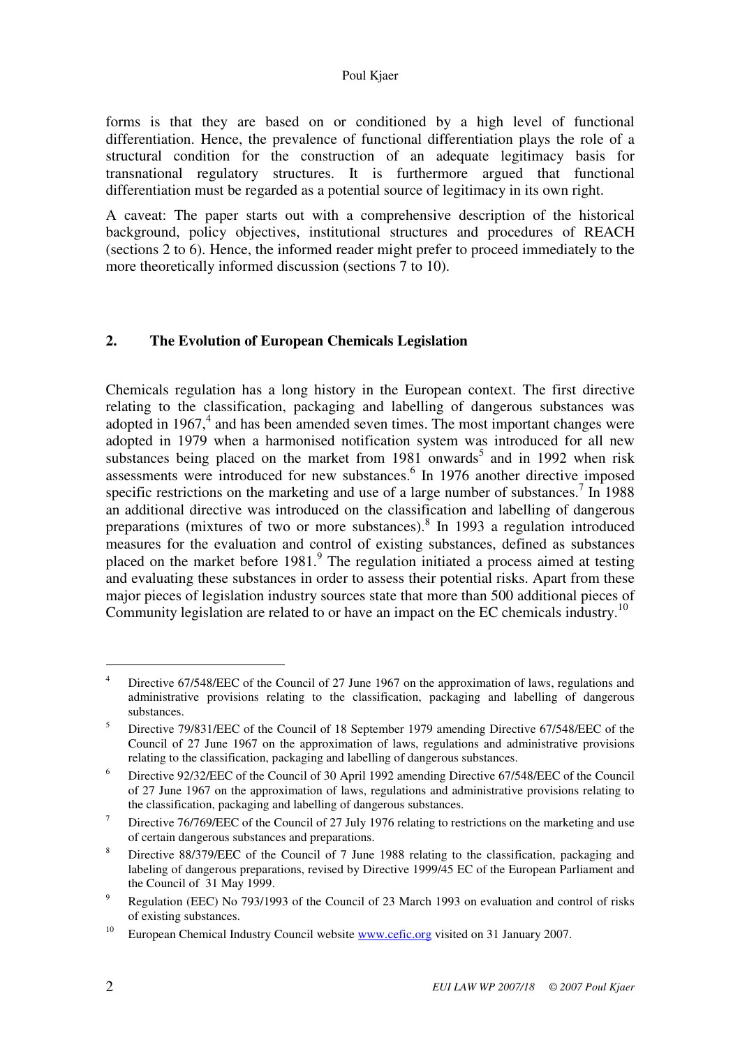forms is that they are based on or conditioned by a high level of functional differentiation. Hence, the prevalence of functional differentiation plays the role of a structural condition for the construction of an adequate legitimacy basis for transnational regulatory structures. It is furthermore argued that functional differentiation must be regarded as a potential source of legitimacy in its own right.

A caveat: The paper starts out with a comprehensive description of the historical background, policy objectives, institutional structures and procedures of REACH (sections 2 to 6). Hence, the informed reader might prefer to proceed immediately to the more theoretically informed discussion (sections 7 to 10).

## 2. The Evolution of European Chemicals Legislation

Chemicals regulation has a long history in the European context. The first directive relating to the classification, packaging and labelling of dangerous substances was adopted in 1967,[4] and has been amended seven times. The most important changes were adopted in 1979 when a harmonised notification system was introduced for all new substances being placed on the market from 1981 onwards[5] and in 1992 when risk assessments were introduced for new substances.[6] In 1976 another directive imposed specific restrictions on the marketing and use of a large number of substances.[7] In 1988 an additional directive was introduced on the classification and labelling of dangerous preparations (mixtures of two or more substances).[8] In 1993 a regulation introduced measures for the evaluation and control of existing substances, defined as substances placed on the market before 1981.[9] The regulation initiated a process aimed at testing and evaluating these substances in order to assess their potential risks. Apart from these major pieces of legislation industry sources state that more than 500 additional pieces of Community legislation are related to or have an impact on the EC chemicals industry.[10]

---

[4] Directive 67/548/EEC of the Council of 27 June 1967 on the approximation of laws, regulations and administrative provisions relating to the classification, packaging and labelling of dangerous substances.

[5] Directive 79/831/EEC of the Council of 18 September 1979 amending Directive 67/548/EEC of the Council of 27 June 1967 on the approximation of laws, regulations and administrative provisions relating to the classification, packaging and labelling of dangerous substances.

[6] Directive 92/32/EEC of the Council of 30 April 1992 amending Directive 67/548/EEC of the Council of 27 June 1967 on the approximation of laws, regulations and administrative provisions relating to the classification, packaging and labelling of dangerous substances.

[7] Directive 76/769/EEC of the Council of 27 July 1976 relating to restrictions on the marketing and use of certain dangerous substances and preparations.

[8] Directive 88/379/EEC of the Council of 7 June 1988 relating to the classification, packaging and labeling of dangerous preparations, revised by Directive 1999/45 EC of the European Parliament and the Council of 31 May 1999.

[9] Regulation (EEC) No 793/1993 of the Council of 23 March 1993 on evaluation and control of risks of existing substances.

[10] European Chemical Industry Council website www.cefic.org visited on 31 January 2007.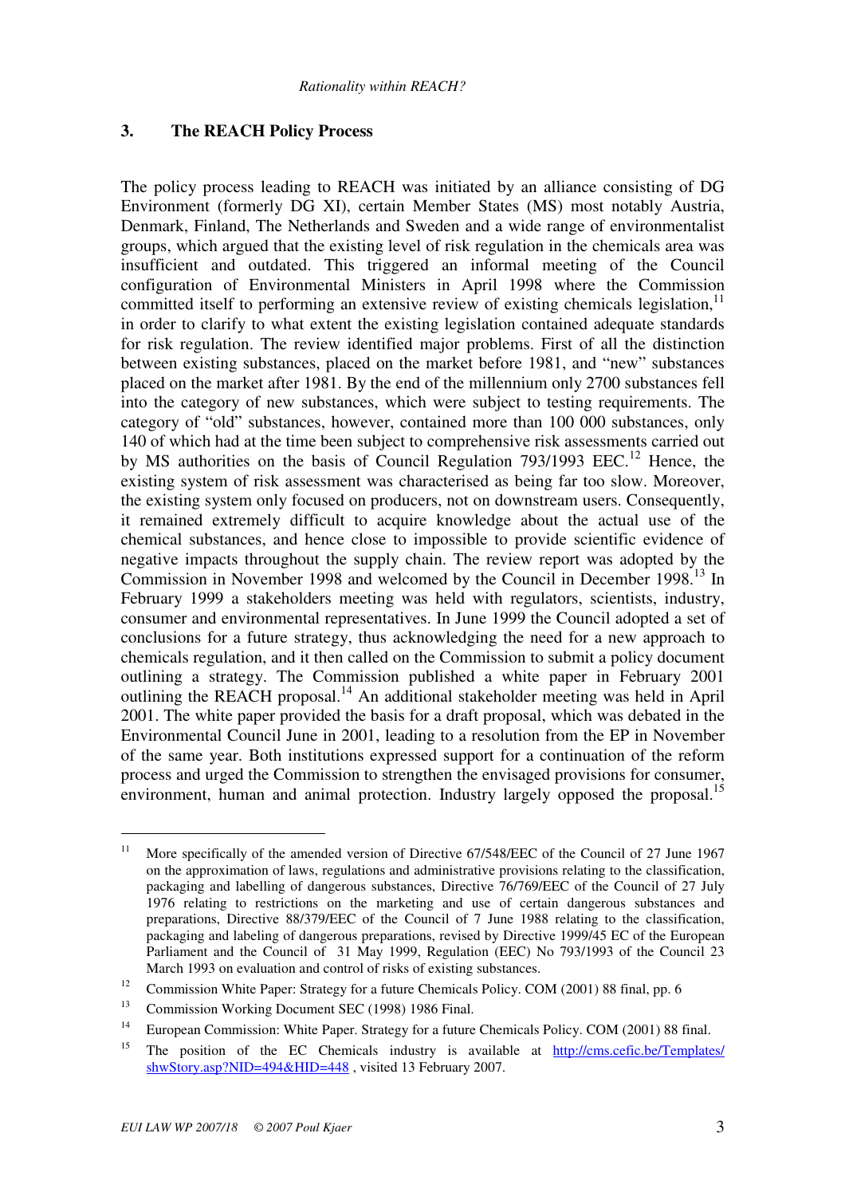## 3. The REACH Policy Process

The policy process leading to REACH was initiated by an alliance consisting of DG Environment (formerly DG XI), certain Member States (MS) most notably Austria, Denmark, Finland, The Netherlands and Sweden and a wide range of environmentalist groups, which argued that the existing level of risk regulation in the chemicals area was insufficient and outdated. This triggered an informal meeting of the Council configuration of Environmental Ministers in April 1998 where the Commission committed itself to performing an extensive review of existing chemicals legislation,[11] in order to clarify to what extent the existing legislation contained adequate standards for risk regulation. The review identified major problems. First of all the distinction between existing substances, placed on the market before 1981, and "new" substances placed on the market after 1981. By the end of the millennium only 2700 substances fell into the category of new substances, which were subject to testing requirements. The category of "old" substances, however, contained more than 100 000 substances, only 140 of which had at the time been subject to comprehensive risk assessments carried out by MS authorities on the basis of Council Regulation 793/1993 EEC.[12] Hence, the existing system of risk assessment was characterised as being far too slow. Moreover, the existing system only focused on producers, not on downstream users. Consequently, it remained extremely difficult to acquire knowledge about the actual use of the chemical substances, and hence close to impossible to provide scientific evidence of negative impacts throughout the supply chain. The review report was adopted by the Commission in November 1998 and welcomed by the Council in December 1998.[13] In February 1999 a stakeholders meeting was held with regulators, scientists, industry, consumer and environmental representatives. In June 1999 the Council adopted a set of conclusions for a future strategy, thus acknowledging the need for a new approach to chemicals regulation, and it then called on the Commission to submit a policy document outlining a strategy. The Commission published a white paper in February 2001 outlining the REACH proposal.[14] An additional stakeholder meeting was held in April 2001. The white paper provided the basis for a draft proposal, which was debated in the Environmental Council June in 2001, leading to a resolution from the EP in November of the same year. Both institutions expressed support for a continuation of the reform process and urged the Commission to strengthen the envisaged provisions for consumer, environment, human and animal protection. Industry largely opposed the proposal.[15]

---

[11] More specifically of the amended version of Directive 67/548/EEC of the Council of 27 June 1967 on the approximation of laws, regulations and administrative provisions relating to the classification, packaging and labelling of dangerous substances, Directive 76/769/EEC of the Council of 27 July 1976 relating to restrictions on the marketing and use of certain dangerous substances and preparations, Directive 88/379/EEC of the Council of 7 June 1988 relating to the classification, packaging and labeling of dangerous preparations, revised by Directive 1999/45 EC of the European Parliament and the Council of 31 May 1999, Regulation (EEC) No 793/1993 of the Council 23 March 1993 on evaluation and control of risks of existing substances.

[12] Commission White Paper: Strategy for a future Chemicals Policy. COM (2001) 88 final, pp. 6

[13] Commission Working Document SEC (1998) 1986 Final.

[14] European Commission: White Paper. Strategy for a future Chemicals Policy. COM (2001) 88 final.

[15] The position of the EC Chemicals industry is available at http://cms.cefic.be/Templates/shwStory.asp?NID=494&HID=448 , visited 13 February 2007.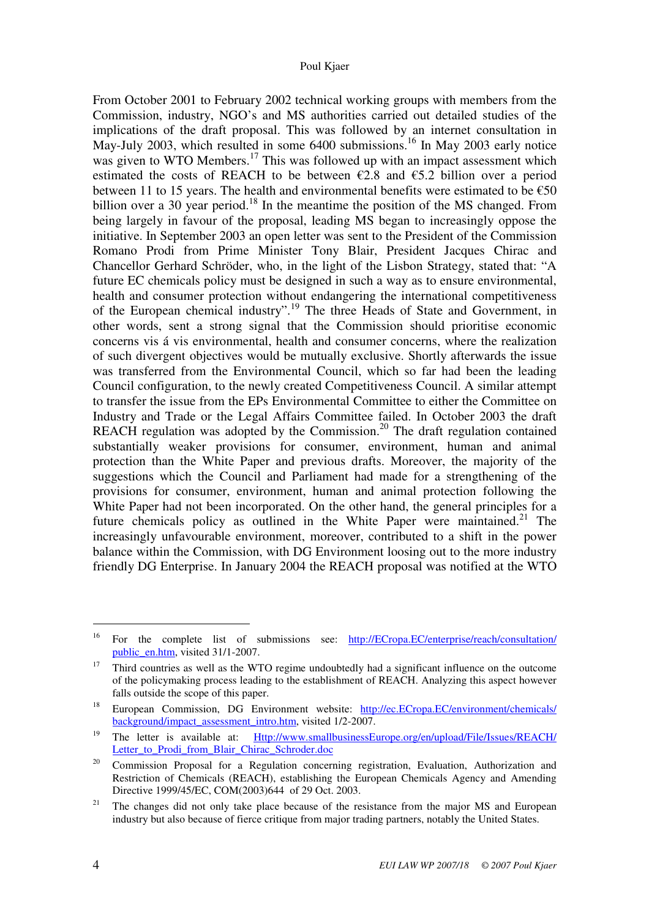From October 2001 to February 2002 technical working groups with members from the Commission, industry, NGO's and MS authorities carried out detailed studies of the implications of the draft proposal. This was followed by an internet consultation in May-July 2003, which resulted in some 6400 submissions.[16] In May 2003 early notice was given to WTO Members.[17] This was followed up with an impact assessment which estimated the costs of REACH to be between €2.8 and €5.2 billion over a period between 11 to 15 years. The health and environmental benefits were estimated to be €50 billion over a 30 year period.[18] In the meantime the position of the MS changed. From being largely in favour of the proposal, leading MS began to increasingly oppose the initiative. In September 2003 an open letter was sent to the President of the Commission Romano Prodi from Prime Minister Tony Blair, President Jacques Chirac and Chancellor Gerhard Schröder, who, in the light of the Lisbon Strategy, stated that: "A future EC chemicals policy must be designed in such a way as to ensure environmental, health and consumer protection without endangering the international competitiveness of the European chemical industry".[19] The three Heads of State and Government, in other words, sent a strong signal that the Commission should prioritise economic concerns vis á vis environmental, health and consumer concerns, where the realization of such divergent objectives would be mutually exclusive. Shortly afterwards the issue was transferred from the Environmental Council, which so far had been the leading Council configuration, to the newly created Competitiveness Council. A similar attempt to transfer the issue from the EPs Environmental Committee to either the Committee on Industry and Trade or the Legal Affairs Committee failed. In October 2003 the draft REACH regulation was adopted by the Commission.[20] The draft regulation contained substantially weaker provisions for consumer, environment, human and animal protection than the White Paper and previous drafts. Moreover, the majority of the suggestions which the Council and Parliament had made for a strengthening of the provisions for consumer, environment, human and animal protection following the White Paper had not been incorporated. On the other hand, the general principles for a future chemicals policy as outlined in the White Paper were maintained.[21] The increasingly unfavourable environment, moreover, contributed to a shift in the power balance within the Commission, with DG Environment loosing out to the more industry friendly DG Enterprise. In January 2004 the REACH proposal was notified at the WTO

---

[16] For the complete list of submissions see: http://ECropa.EC/enterprise/reach/consultation/public_en.htm, visited 31/1-2007.

[17] Third countries as well as the WTO regime undoubtedly had a significant influence on the outcome of the policymaking process leading to the establishment of REACH. Analyzing this aspect however falls outside the scope of this paper.

[18] European Commission, DG Environment website: http://ec.ECropa.EC/environment/chemicals/background/impact_assessment_intro.htm, visited 1/2-2007.

[19] The letter is available at: Http://www.smallbusinessEurope.org/en/upload/File/Issues/REACH/Letter_to_Prodi_from_Blair_Chirac_Schroder.doc

[20] Commission Proposal for a Regulation concerning registration, Evaluation, Authorization and Restriction of Chemicals (REACH), establishing the European Chemicals Agency and Amending Directive 1999/45/EC, COM(2003)644 of 29 Oct. 2003.

[21] The changes did not only take place because of the resistance from the major MS and European industry but also because of fierce critique from major trading partners, notably the United States.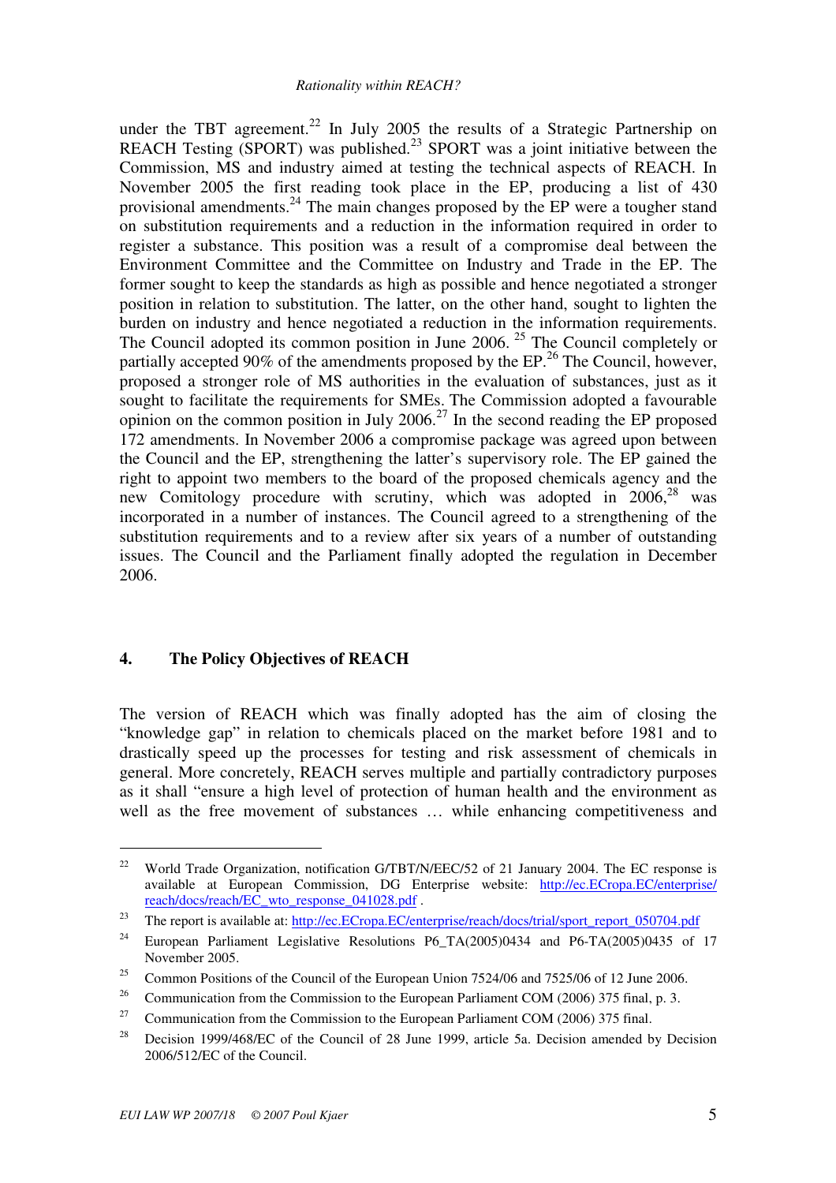under the TBT agreement.[22] In July 2005 the results of a Strategic Partnership on REACH Testing (SPORT) was published.[23] SPORT was a joint initiative between the Commission, MS and industry aimed at testing the technical aspects of REACH. In November 2005 the first reading took place in the EP, producing a list of 430 provisional amendments.[24] The main changes proposed by the EP were a tougher stand on substitution requirements and a reduction in the information required in order to register a substance. This position was a result of a compromise deal between the Environment Committee and the Committee on Industry and Trade in the EP. The former sought to keep the standards as high as possible and hence negotiated a stronger position in relation to substitution. The latter, on the other hand, sought to lighten the burden on industry and hence negotiated a reduction in the information requirements. The Council adopted its common position in June 2006. [25] The Council completely or partially accepted 90% of the amendments proposed by the EP.[26] The Council, however, proposed a stronger role of MS authorities in the evaluation of substances, just as it sought to facilitate the requirements for SMEs. The Commission adopted a favourable opinion on the common position in July 2006.[27] In the second reading the EP proposed 172 amendments. In November 2006 a compromise package was agreed upon between the Council and the EP, strengthening the latter's supervisory role. The EP gained the right to appoint two members to the board of the proposed chemicals agency and the new Comitology procedure with scrutiny, which was adopted in 2006,[28] was incorporated in a number of instances. The Council agreed to a strengthening of the substitution requirements and to a review after six years of a number of outstanding issues. The Council and the Parliament finally adopted the regulation in December 2006.

## 4. The Policy Objectives of REACH

The version of REACH which was finally adopted has the aim of closing the "knowledge gap" in relation to chemicals placed on the market before 1981 and to drastically speed up the processes for testing and risk assessment of chemicals in general. More concretely, REACH serves multiple and partially contradictory purposes as it shall "ensure a high level of protection of human health and the environment as well as the free movement of substances … while enhancing competitiveness and

---

[22] World Trade Organization, notification G/TBT/N/EEC/52 of 21 January 2004. The EC response is available at European Commission, DG Enterprise website: http://ec.ECropa.EC/enterprise/reach/docs/reach/EC_wto_response_041028.pdf .

[23] The report is available at: http://ec.ECropa.EC/enterprise/reach/docs/trial/sport_report_050704.pdf

[24] European Parliament Legislative Resolutions P6_TA(2005)0434 and P6-TA(2005)0435 of 17 November 2005.

[25] Common Positions of the Council of the European Union 7524/06 and 7525/06 of 12 June 2006.

[26] Communication from the Commission to the European Parliament COM (2006) 375 final, p. 3.

[27] Communication from the Commission to the European Parliament COM (2006) 375 final.

[28] Decision 1999/468/EC of the Council of 28 June 1999, article 5a. Decision amended by Decision 2006/512/EC of the Council.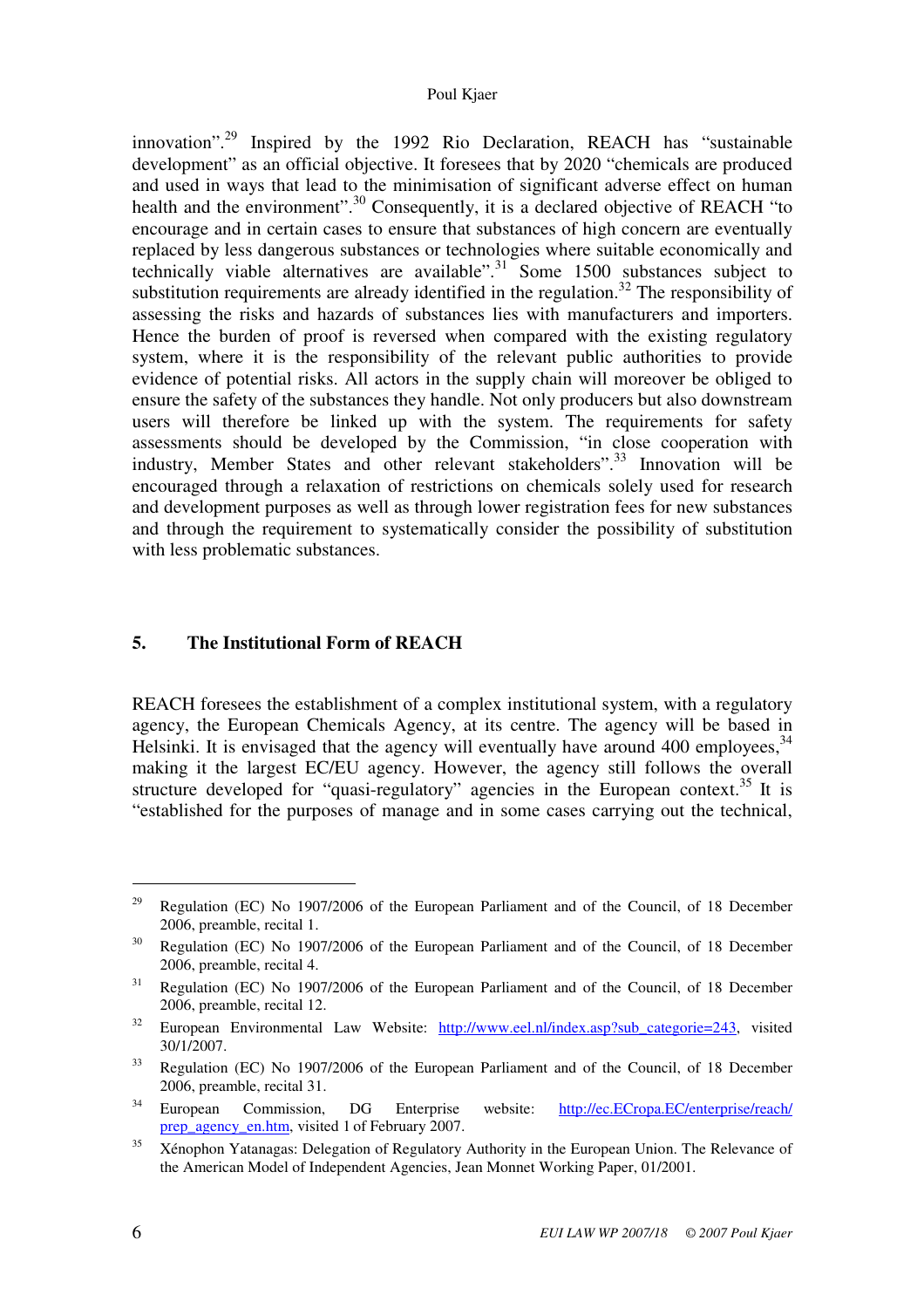innovation".[29] Inspired by the 1992 Rio Declaration, REACH has "sustainable development" as an official objective. It foresees that by 2020 "chemicals are produced and used in ways that lead to the minimisation of significant adverse effect on human health and the environment".[30] Consequently, it is a declared objective of REACH "to encourage and in certain cases to ensure that substances of high concern are eventually replaced by less dangerous substances or technologies where suitable economically and technically viable alternatives are available".[31] Some 1500 substances subject to substitution requirements are already identified in the regulation.[32] The responsibility of assessing the risks and hazards of substances lies with manufacturers and importers. Hence the burden of proof is reversed when compared with the existing regulatory system, where it is the responsibility of the relevant public authorities to provide evidence of potential risks. All actors in the supply chain will moreover be obliged to ensure the safety of the substances they handle. Not only producers but also downstream users will therefore be linked up with the system. The requirements for safety assessments should be developed by the Commission, "in close cooperation with industry, Member States and other relevant stakeholders".[33] Innovation will be encouraged through a relaxation of restrictions on chemicals solely used for research and development purposes as well as through lower registration fees for new substances and through the requirement to systematically consider the possibility of substitution with less problematic substances.

## 5. The Institutional Form of REACH

REACH foresees the establishment of a complex institutional system, with a regulatory agency, the European Chemicals Agency, at its centre. The agency will be based in Helsinki. It is envisaged that the agency will eventually have around 400 employees,[34] making it the largest EC/EU agency. However, the agency still follows the overall structure developed for "quasi-regulatory" agencies in the European context.[35] It is "established for the purposes of manage and in some cases carrying out the technical,

---

[29] Regulation (EC) No 1907/2006 of the European Parliament and of the Council, of 18 December 2006, preamble, recital 1.

[30] Regulation (EC) No 1907/2006 of the European Parliament and of the Council, of 18 December 2006, preamble, recital 4.

[31] Regulation (EC) No 1907/2006 of the European Parliament and of the Council, of 18 December 2006, preamble, recital 12.

[32] European Environmental Law Website: http://www.eel.nl/index.asp?sub_categorie=243, visited 30/1/2007.

[33] Regulation (EC) No 1907/2006 of the European Parliament and of the Council, of 18 December 2006, preamble, recital 31.

[34] European Commission, DG Enterprise website: http://ec.ECropa.EC/enterprise/reach/prep_agency_en.htm, visited 1 of February 2007.

[35] Xénophon Yatanagas: Delegation of Regulatory Authority in the European Union. The Relevance of the American Model of Independent Agencies, Jean Monnet Working Paper, 01/2001.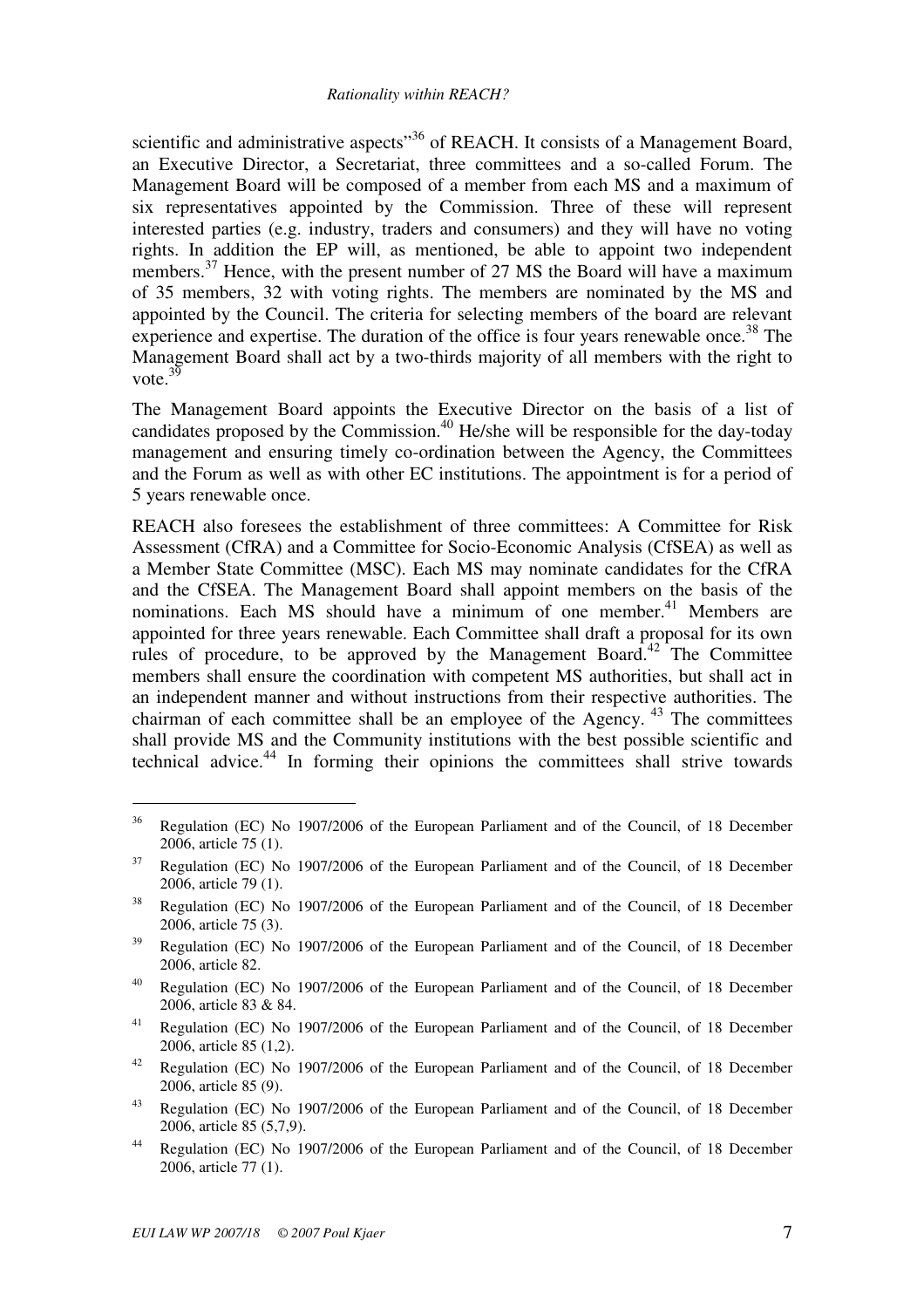scientific and administrative aspects"[36] of REACH. It consists of a Management Board, an Executive Director, a Secretariat, three committees and a so-called Forum. The Management Board will be composed of a member from each MS and a maximum of six representatives appointed by the Commission. Three of these will represent interested parties (e.g. industry, traders and consumers) and they will have no voting rights. In addition the EP will, as mentioned, be able to appoint two independent members.[37] Hence, with the present number of 27 MS the Board will have a maximum of 35 members, 32 with voting rights. The members are nominated by the MS and appointed by the Council. The criteria for selecting members of the board are relevant experience and expertise. The duration of the office is four years renewable once.[38] The Management Board shall act by a two-thirds majority of all members with the right to vote.[39]

The Management Board appoints the Executive Director on the basis of a list of candidates proposed by the Commission.[40] He/she will be responsible for the day-today management and ensuring timely co-ordination between the Agency, the Committees and the Forum as well as with other EC institutions. The appointment is for a period of 5 years renewable once.

REACH also foresees the establishment of three committees: A Committee for Risk Assessment (CfRA) and a Committee for Socio-Economic Analysis (CfSEA) as well as a Member State Committee (MSC). Each MS may nominate candidates for the CfRA and the CfSEA. The Management Board shall appoint members on the basis of the nominations. Each MS should have a minimum of one member.[41] Members are appointed for three years renewable. Each Committee shall draft a proposal for its own rules of procedure, to be approved by the Management Board.[42] The Committee members shall ensure the coordination with competent MS authorities, but shall act in an independent manner and without instructions from their respective authorities. The chairman of each committee shall be an employee of the Agency.[43] The committees shall provide MS and the Community institutions with the best possible scientific and technical advice.[44] In forming their opinions the committees shall strive towards

---

[36] Regulation (EC) No 1907/2006 of the European Parliament and of the Council, of 18 December 2006, article 75 (1).

[37] Regulation (EC) No 1907/2006 of the European Parliament and of the Council, of 18 December 2006, article 79 (1).

[38] Regulation (EC) No 1907/2006 of the European Parliament and of the Council, of 18 December 2006, article 75 (3).

[39] Regulation (EC) No 1907/2006 of the European Parliament and of the Council, of 18 December 2006, article 82.

[40] Regulation (EC) No 1907/2006 of the European Parliament and of the Council, of 18 December 2006, article 83 & 84.

[41] Regulation (EC) No 1907/2006 of the European Parliament and of the Council, of 18 December 2006, article 85 (1,2).

[42] Regulation (EC) No 1907/2006 of the European Parliament and of the Council, of 18 December 2006, article 85 (9).

[43] Regulation (EC) No 1907/2006 of the European Parliament and of the Council, of 18 December 2006, article 85 (5,7,9).

[44] Regulation (EC) No 1907/2006 of the European Parliament and of the Council, of 18 December 2006, article 77 (1).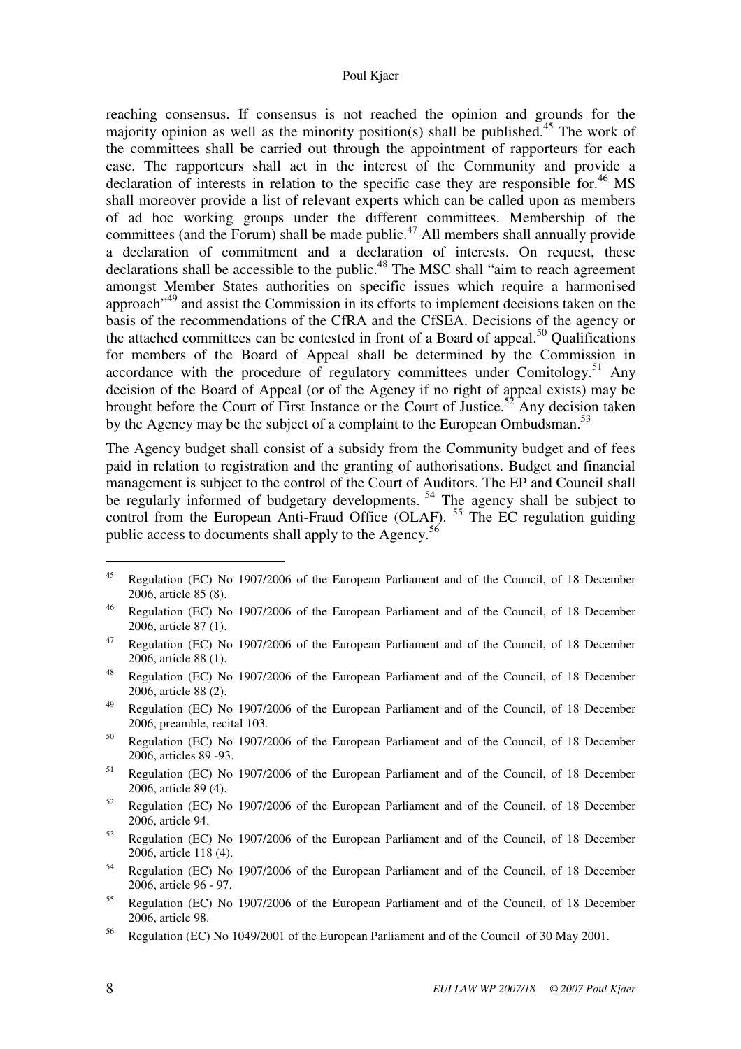reaching consensus. If consensus is not reached the opinion and grounds for the majority opinion as well as the minority position(s) shall be published.[45] The work of the committees shall be carried out through the appointment of rapporteurs for each case. The rapporteurs shall act in the interest of the Community and provide a declaration of interests in relation to the specific case they are responsible for.[46] MS shall moreover provide a list of relevant experts which can be called upon as members of ad hoc working groups under the different committees. Membership of the committees (and the Forum) shall be made public.[47] All members shall annually provide a declaration of commitment and a declaration of interests. On request, these declarations shall be accessible to the public.[48] The MSC shall "aim to reach agreement amongst Member States authorities on specific issues which require a harmonised approach"[49] and assist the Commission in its efforts to implement decisions taken on the basis of the recommendations of the CfRA and the CfSEA. Decisions of the agency or the attached committees can be contested in front of a Board of appeal.[50] Qualifications for members of the Board of Appeal shall be determined by the Commission in accordance with the procedure of regulatory committees under Comitology.[51] Any decision of the Board of Appeal (or of the Agency if no right of appeal exists) may be brought before the Court of First Instance or the Court of Justice.[52] Any decision taken by the Agency may be the subject of a complaint to the European Ombudsman.[53]

The Agency budget shall consist of a subsidy from the Community budget and of fees paid in relation to registration and the granting of authorisations. Budget and financial management is subject to the control of the Court of Auditors. The EP and Council shall be regularly informed of budgetary developments. [54] The agency shall be subject to control from the European Anti-Fraud Office (OLAF). [55] The EC regulation guiding public access to documents shall apply to the Agency.[56]

---

[45] Regulation (EC) No 1907/2006 of the European Parliament and of the Council, of 18 December 2006, article 85 (8).

[46] Regulation (EC) No 1907/2006 of the European Parliament and of the Council, of 18 December 2006, article 87 (1).

[47] Regulation (EC) No 1907/2006 of the European Parliament and of the Council, of 18 December 2006, article 88 (1).

[48] Regulation (EC) No 1907/2006 of the European Parliament and of the Council, of 18 December 2006, article 88 (2).

[49] Regulation (EC) No 1907/2006 of the European Parliament and of the Council, of 18 December 2006, preamble, recital 103.

[50] Regulation (EC) No 1907/2006 of the European Parliament and of the Council, of 18 December 2006, articles 89 -93.

[51] Regulation (EC) No 1907/2006 of the European Parliament and of the Council, of 18 December 2006, article 89 (4).

[52] Regulation (EC) No 1907/2006 of the European Parliament and of the Council, of 18 December 2006, article 94.

[53] Regulation (EC) No 1907/2006 of the European Parliament and of the Council, of 18 December 2006, article 118 (4).

[54] Regulation (EC) No 1907/2006 of the European Parliament and of the Council, of 18 December 2006, article 96 - 97.

[55] Regulation (EC) No 1907/2006 of the European Parliament and of the Council, of 18 December 2006, article 98.

[56] Regulation (EC) No 1049/2001 of the European Parliament and of the Council of 30 May 2001.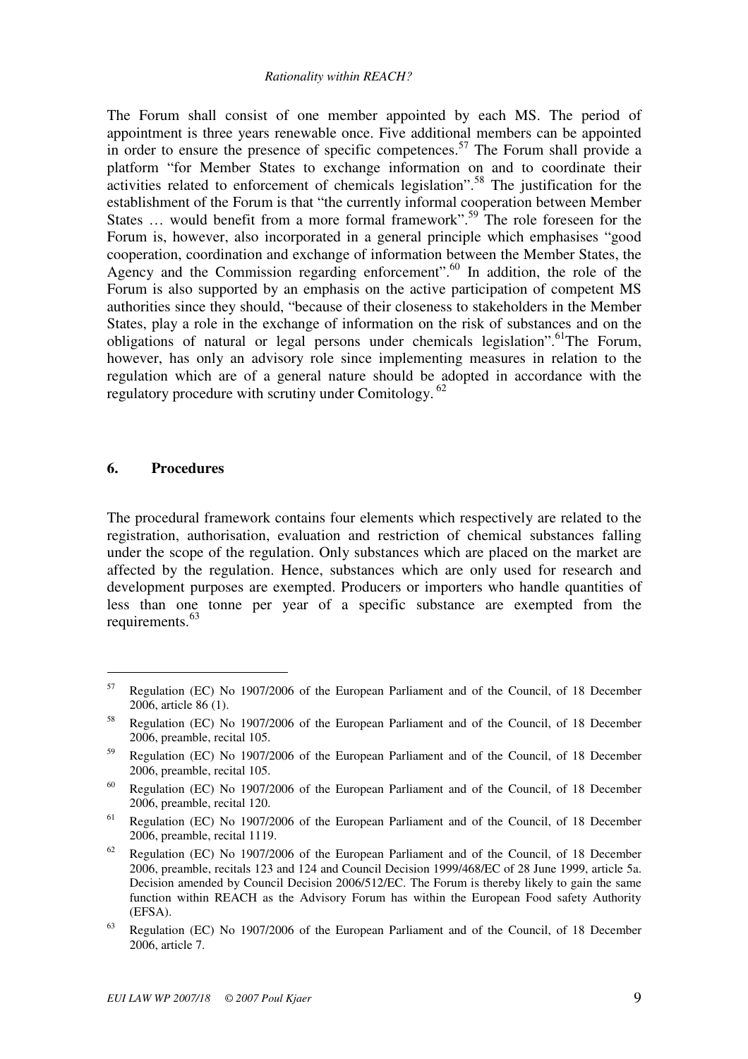The Forum shall consist of one member appointed by each MS. The period of appointment is three years renewable once. Five additional members can be appointed in order to ensure the presence of specific competences.[57] The Forum shall provide a platform "for Member States to exchange information on and to coordinate their activities related to enforcement of chemicals legislation".[58] The justification for the establishment of the Forum is that "the currently informal cooperation between Member States … would benefit from a more formal framework".[59] The role foreseen for the Forum is, however, also incorporated in a general principle which emphasises "good cooperation, coordination and exchange of information between the Member States, the Agency and the Commission regarding enforcement".[60] In addition, the role of the Forum is also supported by an emphasis on the active participation of competent MS authorities since they should, "because of their closeness to stakeholders in the Member States, play a role in the exchange of information on the risk of substances and on the obligations of natural or legal persons under chemicals legislation".[61]The Forum, however, has only an advisory role since implementing measures in relation to the regulation which are of a general nature should be adopted in accordance with the regulatory procedure with scrutiny under Comitology. [62]

## 6. Procedures

The procedural framework contains four elements which respectively are related to the registration, authorisation, evaluation and restriction of chemical substances falling under the scope of the regulation. Only substances which are placed on the market are affected by the regulation. Hence, substances which are only used for research and development purposes are exempted. Producers or importers who handle quantities of less than one tonne per year of a specific substance are exempted from the requirements.[63]

---

[57] Regulation (EC) No 1907/2006 of the European Parliament and of the Council, of 18 December 2006, article 86 (1).

[58] Regulation (EC) No 1907/2006 of the European Parliament and of the Council, of 18 December 2006, preamble, recital 105.

[59] Regulation (EC) No 1907/2006 of the European Parliament and of the Council, of 18 December 2006, preamble, recital 105.

[60] Regulation (EC) No 1907/2006 of the European Parliament and of the Council, of 18 December 2006, preamble, recital 120.

[61] Regulation (EC) No 1907/2006 of the European Parliament and of the Council, of 18 December 2006, preamble, recital 1119.

[62] Regulation (EC) No 1907/2006 of the European Parliament and of the Council, of 18 December 2006, preamble, recitals 123 and 124 and Council Decision 1999/468/EC of 28 June 1999, article 5a. Decision amended by Council Decision 2006/512/EC. The Forum is thereby likely to gain the same function within REACH as the Advisory Forum has within the European Food safety Authority (EFSA).

[63] Regulation (EC) No 1907/2006 of the European Parliament and of the Council, of 18 December 2006, article 7.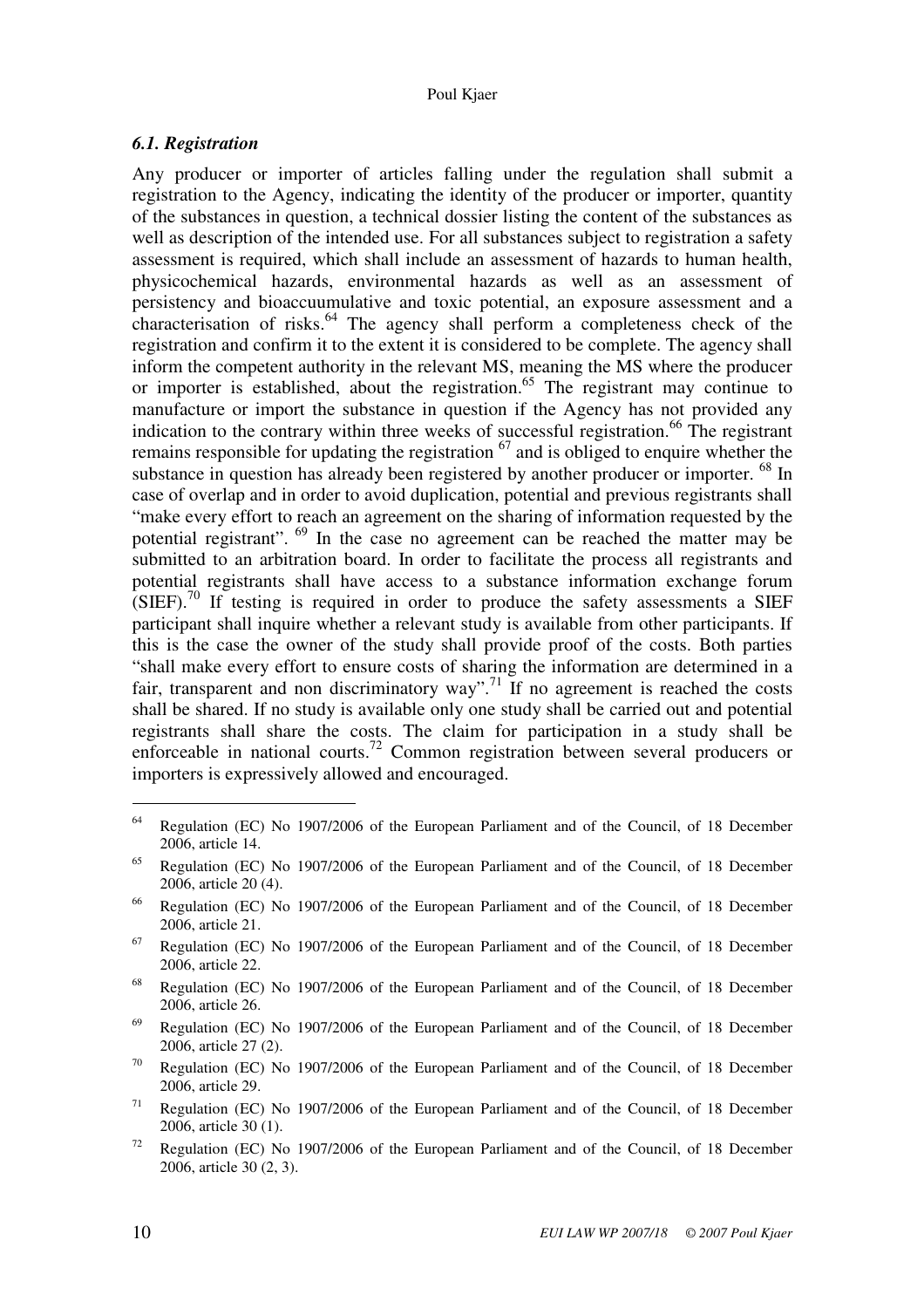### *6.1. Registration*

Any producer or importer of articles falling under the regulation shall submit a registration to the Agency, indicating the identity of the producer or importer, quantity of the substances in question, a technical dossier listing the content of the substances as well as description of the intended use. For all substances subject to registration a safety assessment is required, which shall include an assessment of hazards to human health, physicochemical hazards, environmental hazards as well as an assessment of persistency and bioaccuumulative and toxic potential, an exposure assessment and a characterisation of risks.[64] The agency shall perform a completeness check of the registration and confirm it to the extent it is considered to be complete. The agency shall inform the competent authority in the relevant MS, meaning the MS where the producer or importer is established, about the registration.[65] The registrant may continue to manufacture or import the substance in question if the Agency has not provided any indication to the contrary within three weeks of successful registration.[66] The registrant remains responsible for updating the registration [67] and is obliged to enquire whether the substance in question has already been registered by another producer or importer. [68] In case of overlap and in order to avoid duplication, potential and previous registrants shall "make every effort to reach an agreement on the sharing of information requested by the potential registrant". [69] In the case no agreement can be reached the matter may be submitted to an arbitration board. In order to facilitate the process all registrants and potential registrants shall have access to a substance information exchange forum (SIEF).[70] If testing is required in order to produce the safety assessments a SIEF participant shall inquire whether a relevant study is available from other participants. If this is the case the owner of the study shall provide proof of the costs. Both parties "shall make every effort to ensure costs of sharing the information are determined in a fair, transparent and non discriminatory way".[71] If no agreement is reached the costs shall be shared. If no study is available only one study shall be carried out and potential registrants shall share the costs. The claim for participation in a study shall be enforceable in national courts.[72] Common registration between several producers or importers is expressively allowed and encouraged.

---

[64] Regulation (EC) No 1907/2006 of the European Parliament and of the Council, of 18 December 2006, article 14.

[65] Regulation (EC) No 1907/2006 of the European Parliament and of the Council, of 18 December 2006, article 20 (4).

[66] Regulation (EC) No 1907/2006 of the European Parliament and of the Council, of 18 December 2006, article 21.

[67] Regulation (EC) No 1907/2006 of the European Parliament and of the Council, of 18 December 2006, article 22.

[68] Regulation (EC) No 1907/2006 of the European Parliament and of the Council, of 18 December 2006, article 26.

[69] Regulation (EC) No 1907/2006 of the European Parliament and of the Council, of 18 December 2006, article 27 (2).

[70] Regulation (EC) No 1907/2006 of the European Parliament and of the Council, of 18 December 2006, article 29.

[71] Regulation (EC) No 1907/2006 of the European Parliament and of the Council, of 18 December 2006, article 30 (1).

[72] Regulation (EC) No 1907/2006 of the European Parliament and of the Council, of 18 December 2006, article 30 (2, 3).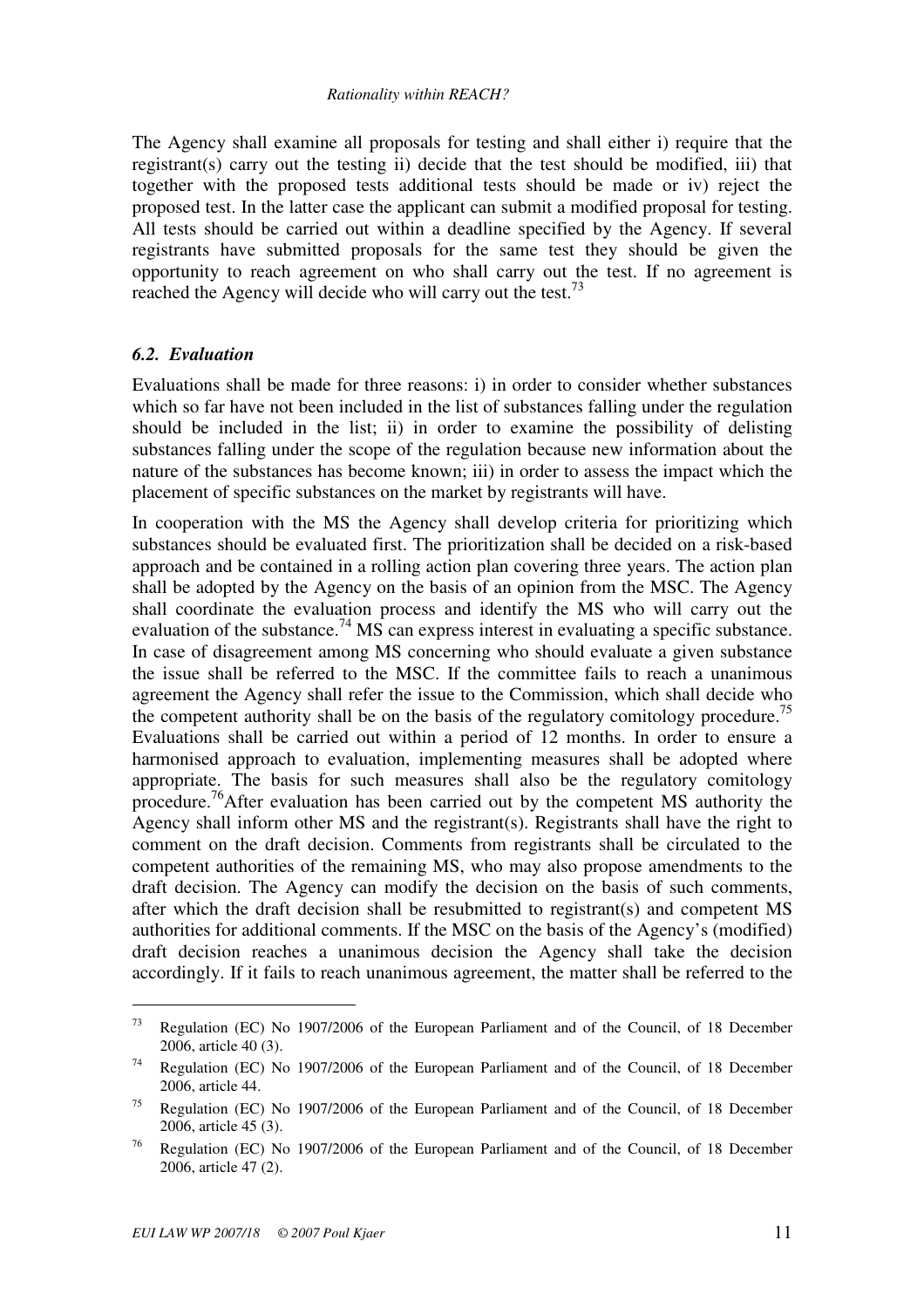The Agency shall examine all proposals for testing and shall either i) require that the registrant(s) carry out the testing ii) decide that the test should be modified, iii) that together with the proposed tests additional tests should be made or iv) reject the proposed test. In the latter case the applicant can submit a modified proposal for testing. All tests should be carried out within a deadline specified by the Agency. If several registrants have submitted proposals for the same test they should be given the opportunity to reach agreement on who shall carry out the test. If no agreement is reached the Agency will decide who will carry out the test.[73]

### *6.2. Evaluation*

Evaluations shall be made for three reasons: i) in order to consider whether substances which so far have not been included in the list of substances falling under the regulation should be included in the list; ii) in order to examine the possibility of delisting substances falling under the scope of the regulation because new information about the nature of the substances has become known; iii) in order to assess the impact which the placement of specific substances on the market by registrants will have.

In cooperation with the MS the Agency shall develop criteria for prioritizing which substances should be evaluated first. The prioritization shall be decided on a risk-based approach and be contained in a rolling action plan covering three years. The action plan shall be adopted by the Agency on the basis of an opinion from the MSC. The Agency shall coordinate the evaluation process and identify the MS who will carry out the evaluation of the substance.[74] MS can express interest in evaluating a specific substance. In case of disagreement among MS concerning who should evaluate a given substance the issue shall be referred to the MSC. If the committee fails to reach a unanimous agreement the Agency shall refer the issue to the Commission, which shall decide who the competent authority shall be on the basis of the regulatory comitology procedure.[75] Evaluations shall be carried out within a period of 12 months. In order to ensure a harmonised approach to evaluation, implementing measures shall be adopted where appropriate. The basis for such measures shall also be the regulatory comitology procedure.[76]After evaluation has been carried out by the competent MS authority the Agency shall inform other MS and the registrant(s). Registrants shall have the right to comment on the draft decision. Comments from registrants shall be circulated to the competent authorities of the remaining MS, who may also propose amendments to the draft decision. The Agency can modify the decision on the basis of such comments, after which the draft decision shall be resubmitted to registrant(s) and competent MS authorities for additional comments. If the MSC on the basis of the Agency's (modified) draft decision reaches a unanimous decision the Agency shall take the decision accordingly. If it fails to reach unanimous agreement, the matter shall be referred to the

---

[73] Regulation (EC) No 1907/2006 of the European Parliament and of the Council, of 18 December 2006, article 40 (3).

[74] Regulation (EC) No 1907/2006 of the European Parliament and of the Council, of 18 December 2006, article 44.

[75] Regulation (EC) No 1907/2006 of the European Parliament and of the Council, of 18 December 2006, article 45 (3).

[76] Regulation (EC) No 1907/2006 of the European Parliament and of the Council, of 18 December 2006, article 47 (2).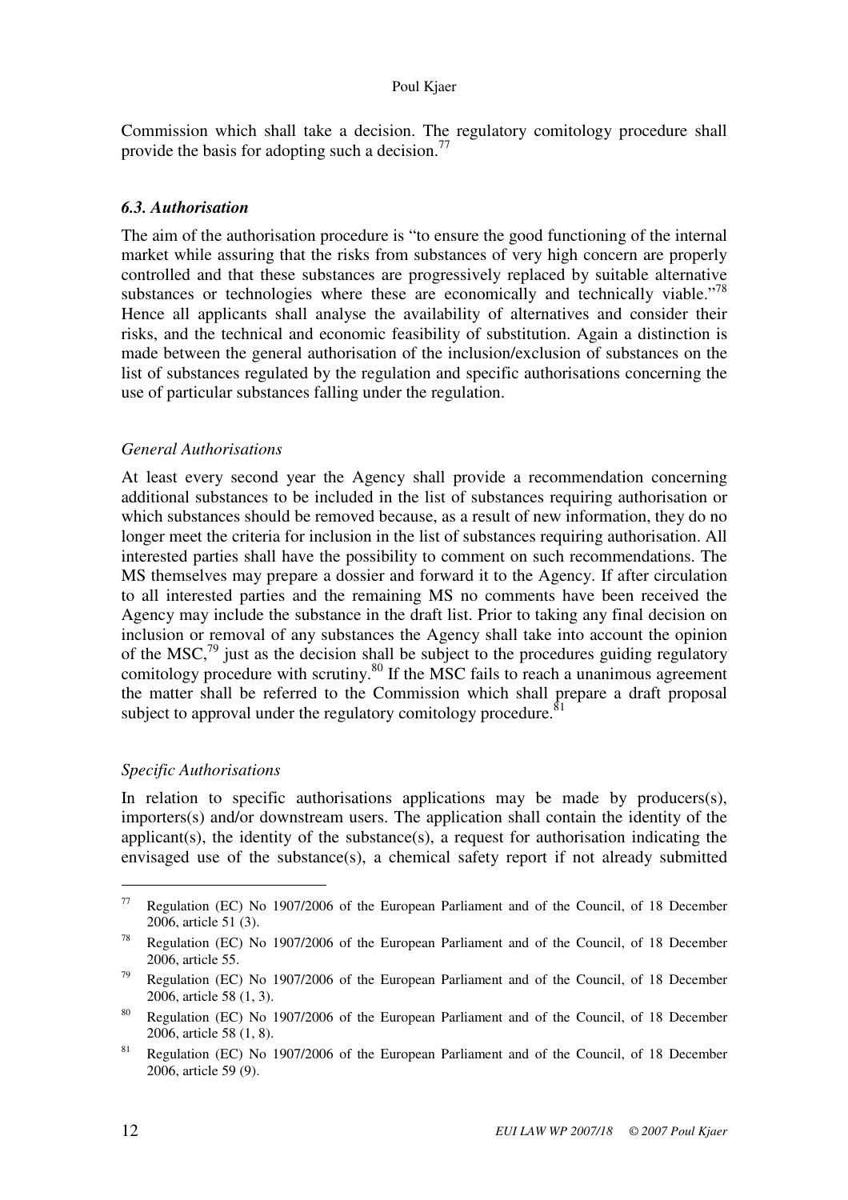Commission which shall take a decision. The regulatory comitology procedure shall provide the basis for adopting such a decision.[77]

### *6.3. Authorisation*

The aim of the authorisation procedure is "to ensure the good functioning of the internal market while assuring that the risks from substances of very high concern are properly controlled and that these substances are progressively replaced by suitable alternative substances or technologies where these are economically and technically viable."[78] Hence all applicants shall analyse the availability of alternatives and consider their risks, and the technical and economic feasibility of substitution. Again a distinction is made between the general authorisation of the inclusion/exclusion of substances on the list of substances regulated by the regulation and specific authorisations concerning the use of particular substances falling under the regulation.

*General Authorisations*

At least every second year the Agency shall provide a recommendation concerning additional substances to be included in the list of substances requiring authorisation or which substances should be removed because, as a result of new information, they do no longer meet the criteria for inclusion in the list of substances requiring authorisation. All interested parties shall have the possibility to comment on such recommendations. The MS themselves may prepare a dossier and forward it to the Agency. If after circulation to all interested parties and the remaining MS no comments have been received the Agency may include the substance in the draft list. Prior to taking any final decision on inclusion or removal of any substances the Agency shall take into account the opinion of the MSC,[79] just as the decision shall be subject to the procedures guiding regulatory comitology procedure with scrutiny.[80] If the MSC fails to reach a unanimous agreement the matter shall be referred to the Commission which shall prepare a draft proposal subject to approval under the regulatory comitology procedure.[81]

*Specific Authorisations*

In relation to specific authorisations applications may be made by producers(s), importers(s) and/or downstream users. The application shall contain the identity of the applicant(s), the identity of the substance(s), a request for authorisation indicating the envisaged use of the substance(s), a chemical safety report if not already submitted

---

[77] Regulation (EC) No 1907/2006 of the European Parliament and of the Council, of 18 December 2006, article 51 (3).

[78] Regulation (EC) No 1907/2006 of the European Parliament and of the Council, of 18 December 2006, article 55.

[79] Regulation (EC) No 1907/2006 of the European Parliament and of the Council, of 18 December 2006, article 58 (1, 3).

[80] Regulation (EC) No 1907/2006 of the European Parliament and of the Council, of 18 December 2006, article 58 (1, 8).

[81] Regulation (EC) No 1907/2006 of the European Parliament and of the Council, of 18 December 2006, article 59 (9).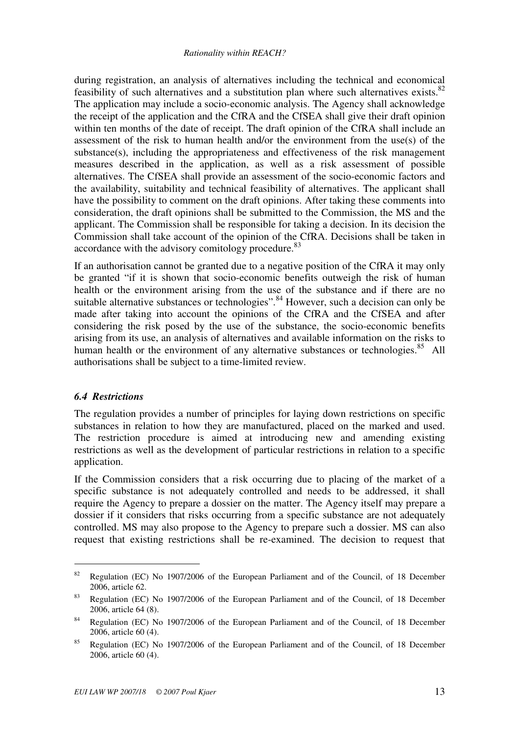during registration, an analysis of alternatives including the technical and economical feasibility of such alternatives and a substitution plan where such alternatives exists.[82] The application may include a socio-economic analysis. The Agency shall acknowledge the receipt of the application and the CfRA and the CfSEA shall give their draft opinion within ten months of the date of receipt. The draft opinion of the CfRA shall include an assessment of the risk to human health and/or the environment from the use(s) of the substance(s), including the appropriateness and effectiveness of the risk management measures described in the application, as well as a risk assessment of possible alternatives. The CfSEA shall provide an assessment of the socio-economic factors and the availability, suitability and technical feasibility of alternatives. The applicant shall have the possibility to comment on the draft opinions. After taking these comments into consideration, the draft opinions shall be submitted to the Commission, the MS and the applicant. The Commission shall be responsible for taking a decision. In its decision the Commission shall take account of the opinion of the CfRA. Decisions shall be taken in accordance with the advisory comitology procedure.[83]

If an authorisation cannot be granted due to a negative position of the CfRA it may only be granted "if it is shown that socio-economic benefits outweigh the risk of human health or the environment arising from the use of the substance and if there are no suitable alternative substances or technologies".[84] However, such a decision can only be made after taking into account the opinions of the CfRA and the CfSEA and after considering the risk posed by the use of the substance, the socio-economic benefits arising from its use, an analysis of alternatives and available information on the risks to human health or the environment of any alternative substances or technologies.[85] All authorisations shall be subject to a time-limited review.

### *6.4 Restrictions*

The regulation provides a number of principles for laying down restrictions on specific substances in relation to how they are manufactured, placed on the marked and used. The restriction procedure is aimed at introducing new and amending existing restrictions as well as the development of particular restrictions in relation to a specific application.

If the Commission considers that a risk occurring due to placing of the market of a specific substance is not adequately controlled and needs to be addressed, it shall require the Agency to prepare a dossier on the matter. The Agency itself may prepare a dossier if it considers that risks occurring from a specific substance are not adequately controlled. MS may also propose to the Agency to prepare such a dossier. MS can also request that existing restrictions shall be re-examined. The decision to request that

---

[82] Regulation (EC) No 1907/2006 of the European Parliament and of the Council, of 18 December 2006, article 62.

[83] Regulation (EC) No 1907/2006 of the European Parliament and of the Council, of 18 December 2006, article 64 (8).

[84] Regulation (EC) No 1907/2006 of the European Parliament and of the Council, of 18 December 2006, article 60 (4).

[85] Regulation (EC) No 1907/2006 of the European Parliament and of the Council, of 18 December 2006, article 60 (4).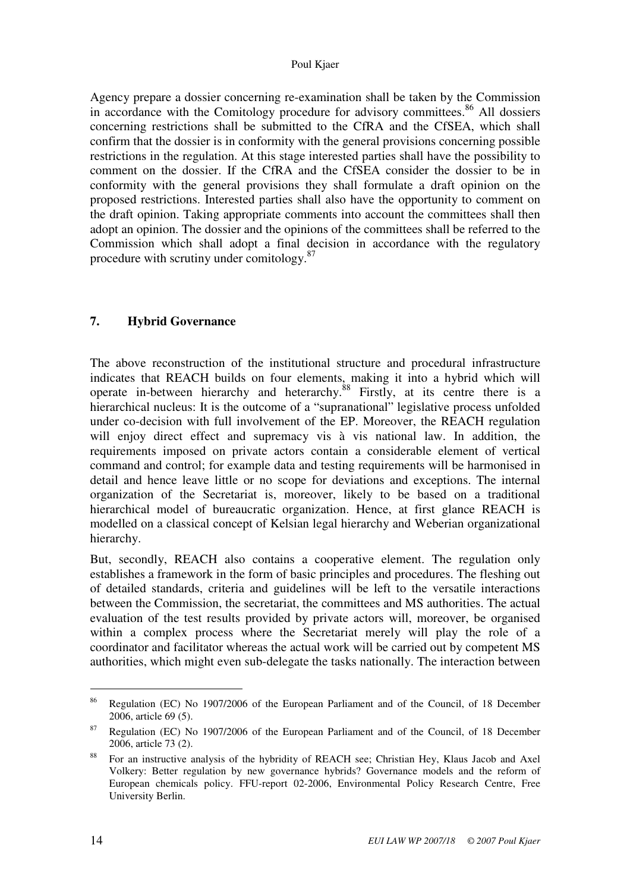Agency prepare a dossier concerning re-examination shall be taken by the Commission in accordance with the Comitology procedure for advisory committees.[86] All dossiers concerning restrictions shall be submitted to the CfRA and the CfSEA, which shall confirm that the dossier is in conformity with the general provisions concerning possible restrictions in the regulation. At this stage interested parties shall have the possibility to comment on the dossier. If the CfRA and the CfSEA consider the dossier to be in conformity with the general provisions they shall formulate a draft opinion on the proposed restrictions. Interested parties shall also have the opportunity to comment on the draft opinion. Taking appropriate comments into account the committees shall then adopt an opinion. The dossier and the opinions of the committees shall be referred to the Commission which shall adopt a final decision in accordance with the regulatory procedure with scrutiny under comitology.[87]

## 7. Hybrid Governance

The above reconstruction of the institutional structure and procedural infrastructure indicates that REACH builds on four elements, making it into a hybrid which will operate in-between hierarchy and heterarchy.[88] Firstly, at its centre there is a hierarchical nucleus: It is the outcome of a "supranational" legislative process unfolded under co-decision with full involvement of the EP. Moreover, the REACH regulation will enjoy direct effect and supremacy vis à vis national law. In addition, the requirements imposed on private actors contain a considerable element of vertical command and control; for example data and testing requirements will be harmonised in detail and hence leave little or no scope for deviations and exceptions. The internal organization of the Secretariat is, moreover, likely to be based on a traditional hierarchical model of bureaucratic organization. Hence, at first glance REACH is modelled on a classical concept of Kelsian legal hierarchy and Weberian organizational hierarchy.

But, secondly, REACH also contains a cooperative element. The regulation only establishes a framework in the form of basic principles and procedures. The fleshing out of detailed standards, criteria and guidelines will be left to the versatile interactions between the Commission, the secretariat, the committees and MS authorities. The actual evaluation of the test results provided by private actors will, moreover, be organised within a complex process where the Secretariat merely will play the role of a coordinator and facilitator whereas the actual work will be carried out by competent MS authorities, which might even sub-delegate the tasks nationally. The interaction between

---

[86] Regulation (EC) No 1907/2006 of the European Parliament and of the Council, of 18 December 2006, article 69 (5).

[87] Regulation (EC) No 1907/2006 of the European Parliament and of the Council, of 18 December 2006, article 73 (2).

[88] For an instructive analysis of the hybridity of REACH see; Christian Hey, Klaus Jacob and Axel Volkery: Better regulation by new governance hybrids? Governance models and the reform of European chemicals policy. FFU-report 02-2006, Environmental Policy Research Centre, Free University Berlin.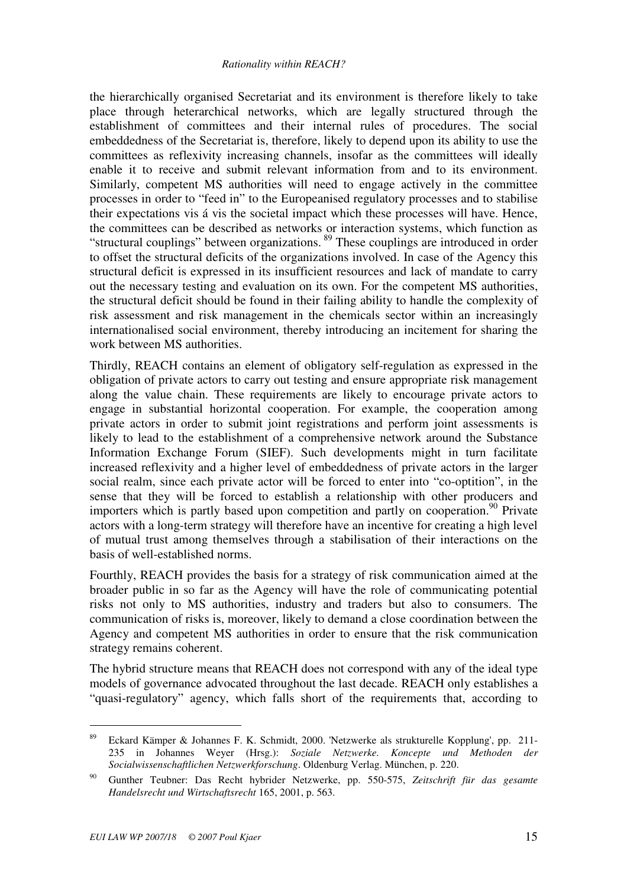the hierarchically organised Secretariat and its environment is therefore likely to take place through heterarchical networks, which are legally structured through the establishment of committees and their internal rules of procedures. The social embeddedness of the Secretariat is, therefore, likely to depend upon its ability to use the committees as reflexivity increasing channels, insofar as the committees will ideally enable it to receive and submit relevant information from and to its environment. Similarly, competent MS authorities will need to engage actively in the committee processes in order to "feed in" to the Europeanised regulatory processes and to stabilise their expectations vis á vis the societal impact which these processes will have. Hence, the committees can be described as networks or interaction systems, which function as "structural couplings" between organizations. [89] These couplings are introduced in order to offset the structural deficits of the organizations involved. In case of the Agency this structural deficit is expressed in its insufficient resources and lack of mandate to carry out the necessary testing and evaluation on its own. For the competent MS authorities, the structural deficit should be found in their failing ability to handle the complexity of risk assessment and risk management in the chemicals sector within an increasingly internationalised social environment, thereby introducing an incitement for sharing the work between MS authorities.

Thirdly, REACH contains an element of obligatory self-regulation as expressed in the obligation of private actors to carry out testing and ensure appropriate risk management along the value chain. These requirements are likely to encourage private actors to engage in substantial horizontal cooperation. For example, the cooperation among private actors in order to submit joint registrations and perform joint assessments is likely to lead to the establishment of a comprehensive network around the Substance Information Exchange Forum (SIEF). Such developments might in turn facilitate increased reflexivity and a higher level of embeddedness of private actors in the larger social realm, since each private actor will be forced to enter into "co-optition", in the sense that they will be forced to establish a relationship with other producers and importers which is partly based upon competition and partly on cooperation.[90] Private actors with a long-term strategy will therefore have an incentive for creating a high level of mutual trust among themselves through a stabilisation of their interactions on the basis of well-established norms.

Fourthly, REACH provides the basis for a strategy of risk communication aimed at the broader public in so far as the Agency will have the role of communicating potential risks not only to MS authorities, industry and traders but also to consumers. The communication of risks is, moreover, likely to demand a close coordination between the Agency and competent MS authorities in order to ensure that the risk communication strategy remains coherent.

The hybrid structure means that REACH does not correspond with any of the ideal type models of governance advocated throughout the last decade. REACH only establishes a "quasi-regulatory" agency, which falls short of the requirements that, according to

---

[89] Eckard Kämper & Johannes F. K. Schmidt, 2000. 'Netzwerke als strukturelle Kopplung', pp. 211-235 in Johannes Weyer (Hrsg.): *Soziale Netzwerke. Koncepte und Methoden der Socialwissenschaftlichen Netzwerkforschung*. Oldenburg Verlag. München, p. 220.

[90] Gunther Teubner: Das Recht hybrider Netzwerke, pp. 550-575, *Zeitschrift für das gesamte Handelsrecht und Wirtschaftsrecht* 165, 2001, p. 563.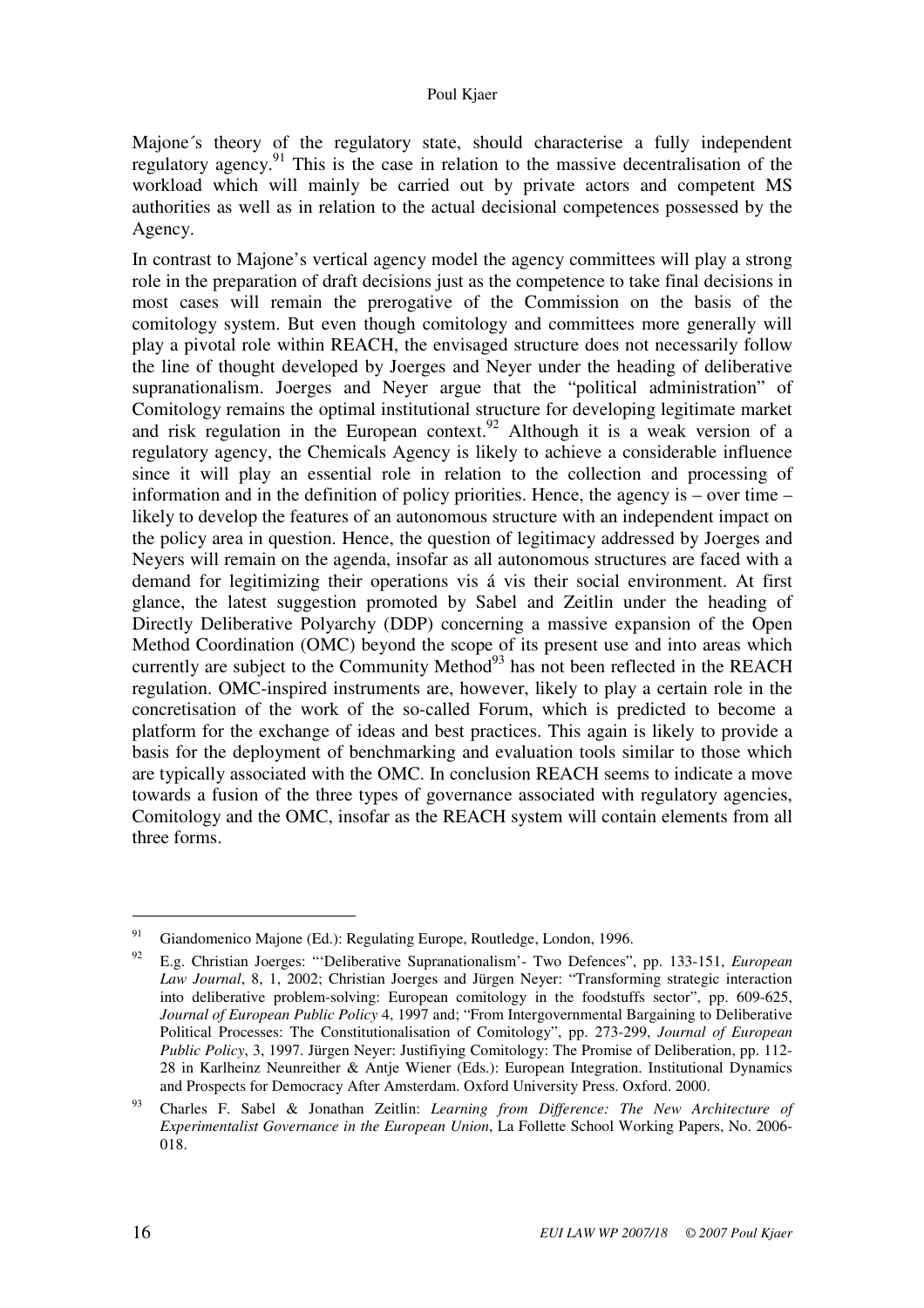Majone´s theory of the regulatory state, should characterise a fully independent regulatory agency.[91] This is the case in relation to the massive decentralisation of the workload which will mainly be carried out by private actors and competent MS authorities as well as in relation to the actual decisional competences possessed by the Agency.

In contrast to Majone's vertical agency model the agency committees will play a strong role in the preparation of draft decisions just as the competence to take final decisions in most cases will remain the prerogative of the Commission on the basis of the comitology system. But even though comitology and committees more generally will play a pivotal role within REACH, the envisaged structure does not necessarily follow the line of thought developed by Joerges and Neyer under the heading of deliberative supranationalism. Joerges and Neyer argue that the "political administration" of Comitology remains the optimal institutional structure for developing legitimate market and risk regulation in the European context.[92] Although it is a weak version of a regulatory agency, the Chemicals Agency is likely to achieve a considerable influence since it will play an essential role in relation to the collection and processing of information and in the definition of policy priorities. Hence, the agency is – over time – likely to develop the features of an autonomous structure with an independent impact on the policy area in question. Hence, the question of legitimacy addressed by Joerges and Neyers will remain on the agenda, insofar as all autonomous structures are faced with a demand for legitimizing their operations vis á vis their social environment. At first glance, the latest suggestion promoted by Sabel and Zeitlin under the heading of Directly Deliberative Polyarchy (DDP) concerning a massive expansion of the Open Method Coordination (OMC) beyond the scope of its present use and into areas which currently are subject to the Community Method[93] has not been reflected in the REACH regulation. OMC-inspired instruments are, however, likely to play a certain role in the concretisation of the work of the so-called Forum, which is predicted to become a platform for the exchange of ideas and best practices. This again is likely to provide a basis for the deployment of benchmarking and evaluation tools similar to those which are typically associated with the OMC. In conclusion REACH seems to indicate a move towards a fusion of the three types of governance associated with regulatory agencies, Comitology and the OMC, insofar as the REACH system will contain elements from all three forms.

---

[91] Giandomenico Majone (Ed.): Regulating Europe, Routledge, London, 1996.

[92] E.g. Christian Joerges: "'Deliberative Supranationalism'- Two Defences", pp. 133-151, *European Law Journal*, 8, 1, 2002; Christian Joerges and Jürgen Neyer: "Transforming strategic interaction into deliberative problem-solving: European comitology in the foodstuffs sector", pp. 609-625, *Journal of European Public Policy* 4, 1997 and; "From Intergovernmental Bargaining to Deliberative Political Processes: The Constitutionalisation of Comitology", pp. 273-299, *Journal of European Public Policy*, 3, 1997. Jürgen Neyer: Justifiying Comitology: The Promise of Deliberation, pp. 112-28 in Karlheinz Neunreither & Antje Wiener (Eds.): European Integration. Institutional Dynamics and Prospects for Democracy After Amsterdam. Oxford University Press. Oxford. 2000.

[93] Charles F. Sabel & Jonathan Zeitlin: *Learning from Difference: The New Architecture of Experimentalist Governance in the European Union*, La Follette School Working Papers, No. 2006-018.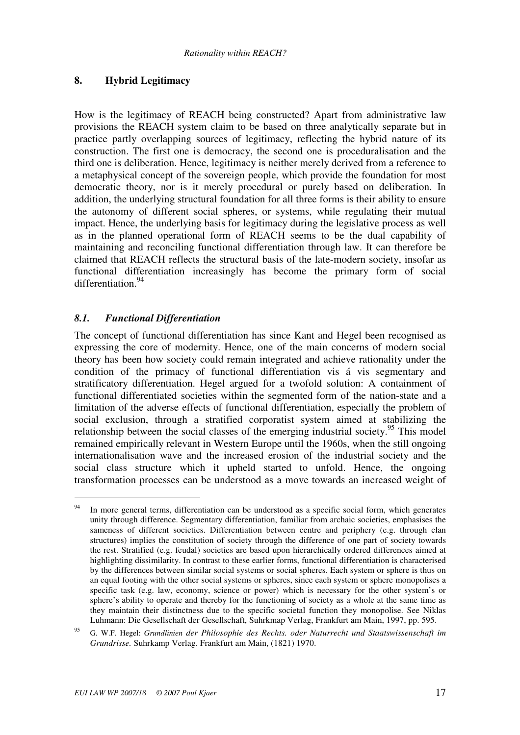## 8. Hybrid Legitimacy

How is the legitimacy of REACH being constructed? Apart from administrative law provisions the REACH system claim to be based on three analytically separate but in practice partly overlapping sources of legitimacy, reflecting the hybrid nature of its construction. The first one is democracy, the second one is proceduralisation and the third one is deliberation. Hence, legitimacy is neither merely derived from a reference to a metaphysical concept of the sovereign people, which provide the foundation for most democratic theory, nor is it merely procedural or purely based on deliberation. In addition, the underlying structural foundation for all three forms is their ability to ensure the autonomy of different social spheres, or systems, while regulating their mutual impact. Hence, the underlying basis for legitimacy during the legislative process as well as in the planned operational form of REACH seems to be the dual capability of maintaining and reconciling functional differentiation through law. It can therefore be claimed that REACH reflects the structural basis of the late-modern society, insofar as functional differentiation increasingly has become the primary form of social differentiation.[94]

### *8.1. Functional Differentiation*

The concept of functional differentiation has since Kant and Hegel been recognised as expressing the core of modernity. Hence, one of the main concerns of modern social theory has been how society could remain integrated and achieve rationality under the condition of the primacy of functional differentiation vis á vis segmentary and stratificatory differentiation. Hegel argued for a twofold solution: A containment of functional differentiated societies within the segmented form of the nation-state and a limitation of the adverse effects of functional differentiation, especially the problem of social exclusion, through a stratified corporatist system aimed at stabilizing the relationship between the social classes of the emerging industrial society.[95] This model remained empirically relevant in Western Europe until the 1960s, when the still ongoing internationalisation wave and the increased erosion of the industrial society and the social class structure which it upheld started to unfold. Hence, the ongoing transformation processes can be understood as a move towards an increased weight of

---

[94] In more general terms, differentiation can be understood as a specific social form, which generates unity through difference. Segmentary differentiation, familiar from archaic societies, emphasises the sameness of different societies. Differentiation between centre and periphery (e.g. through clan structures) implies the constitution of society through the difference of one part of society towards the rest. Stratified (e.g. feudal) societies are based upon hierarchically ordered differences aimed at highlighting dissimilarity. In contrast to these earlier forms, functional differentiation is characterised by the differences between similar social systems or social spheres. Each system or sphere is thus on an equal footing with the other social systems or spheres, since each system or sphere monopolises a specific task (e.g. law, economy, science or power) which is necessary for the other system's or sphere's ability to operate and thereby for the functioning of society as a whole at the same time as they maintain their distinctness due to the specific societal function they monopolise. See Niklas Luhmann: Die Gesellschaft der Gesellschaft, Suhrkmap Verlag, Frankfurt am Main, 1997, pp. 595.

[95] G. W.F. Hegel: *Grundlinien der Philosophie des Rechts. oder Naturrecht und Staatswissenschaft im Grundrisse.* Suhrkamp Verlag. Frankfurt am Main, (1821) 1970.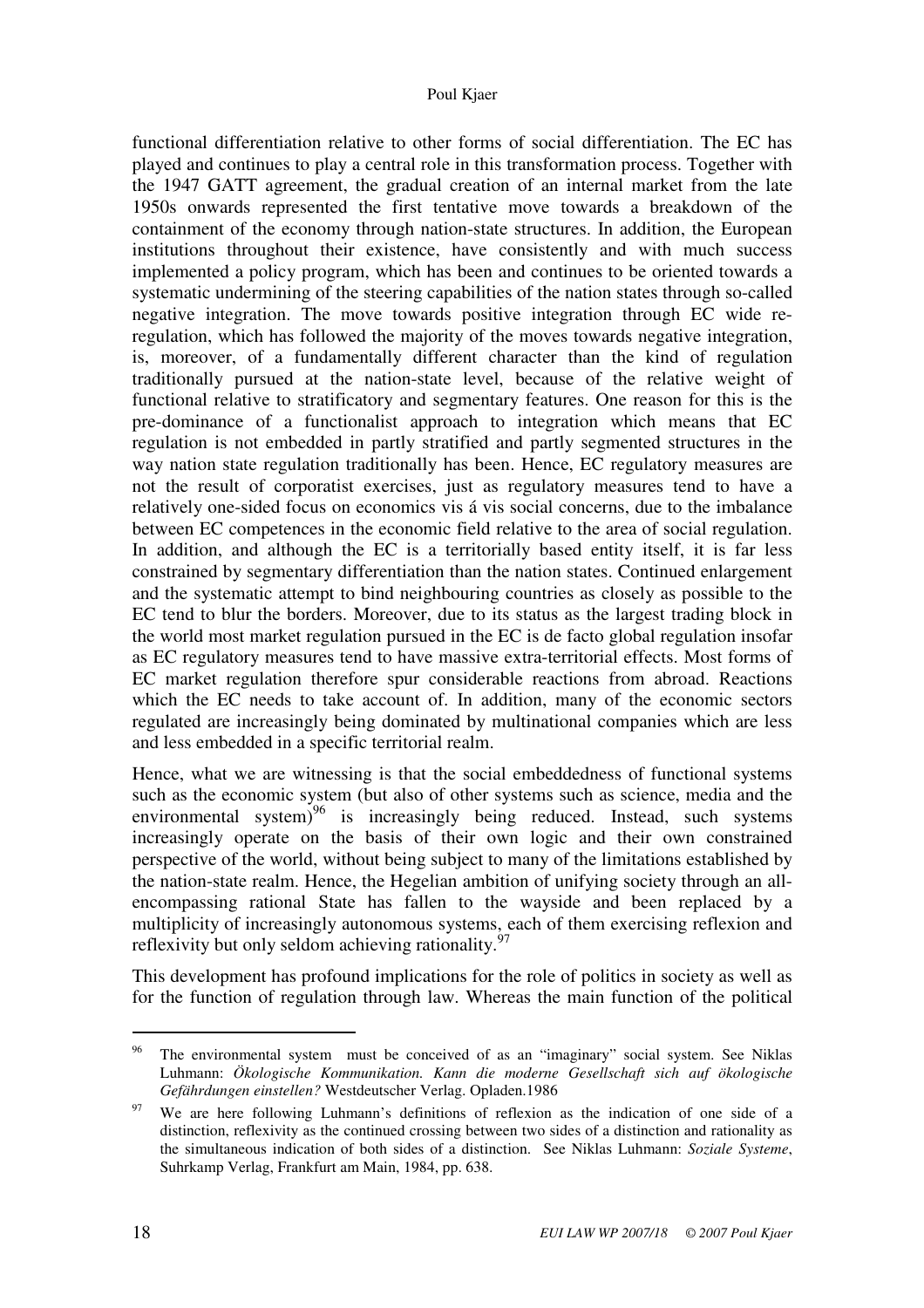functional differentiation relative to other forms of social differentiation. The EC has played and continues to play a central role in this transformation process. Together with the 1947 GATT agreement, the gradual creation of an internal market from the late 1950s onwards represented the first tentative move towards a breakdown of the containment of the economy through nation-state structures. In addition, the European institutions throughout their existence, have consistently and with much success implemented a policy program, which has been and continues to be oriented towards a systematic undermining of the steering capabilities of the nation states through so-called negative integration. The move towards positive integration through EC wide re-regulation, which has followed the majority of the moves towards negative integration, is, moreover, of a fundamentally different character than the kind of regulation traditionally pursued at the nation-state level, because of the relative weight of functional relative to stratificatory and segmentary features. One reason for this is the pre-dominance of a functionalist approach to integration which means that EC regulation is not embedded in partly stratified and partly segmented structures in the way nation state regulation traditionally has been. Hence, EC regulatory measures are not the result of corporatist exercises, just as regulatory measures tend to have a relatively one-sided focus on economics vis á vis social concerns, due to the imbalance between EC competences in the economic field relative to the area of social regulation. In addition, and although the EC is a territorially based entity itself, it is far less constrained by segmentary differentiation than the nation states. Continued enlargement and the systematic attempt to bind neighbouring countries as closely as possible to the EC tend to blur the borders. Moreover, due to its status as the largest trading block in the world most market regulation pursued in the EC is de facto global regulation insofar as EC regulatory measures tend to have massive extra-territorial effects. Most forms of EC market regulation therefore spur considerable reactions from abroad. Reactions which the EC needs to take account of. In addition, many of the economic sectors regulated are increasingly being dominated by multinational companies which are less and less embedded in a specific territorial realm.

Hence, what we are witnessing is that the social embeddedness of functional systems such as the economic system (but also of other systems such as science, media and the environmental system)[96] is increasingly being reduced. Instead, such systems increasingly operate on the basis of their own logic and their own constrained perspective of the world, without being subject to many of the limitations established by the nation-state realm. Hence, the Hegelian ambition of unifying society through an all-encompassing rational State has fallen to the wayside and been replaced by a multiplicity of increasingly autonomous systems, each of them exercising reflexion and reflexivity but only seldom achieving rationality.[97]

This development has profound implications for the role of politics in society as well as for the function of regulation through law. Whereas the main function of the political

---

[96] The environmental system must be conceived of as an "imaginary" social system. See Niklas Luhmann: *Ökologische Kommunikation. Kann die moderne Gesellschaft sich auf ökologische Gefährdungen einstellen?* Westdeutscher Verlag. Opladen.1986

[97] We are here following Luhmann's definitions of reflexion as the indication of one side of a distinction, reflexivity as the continued crossing between two sides of a distinction and rationality as the simultaneous indication of both sides of a distinction. See Niklas Luhmann: *Soziale Systeme*, Suhrkamp Verlag, Frankfurt am Main, 1984, pp. 638.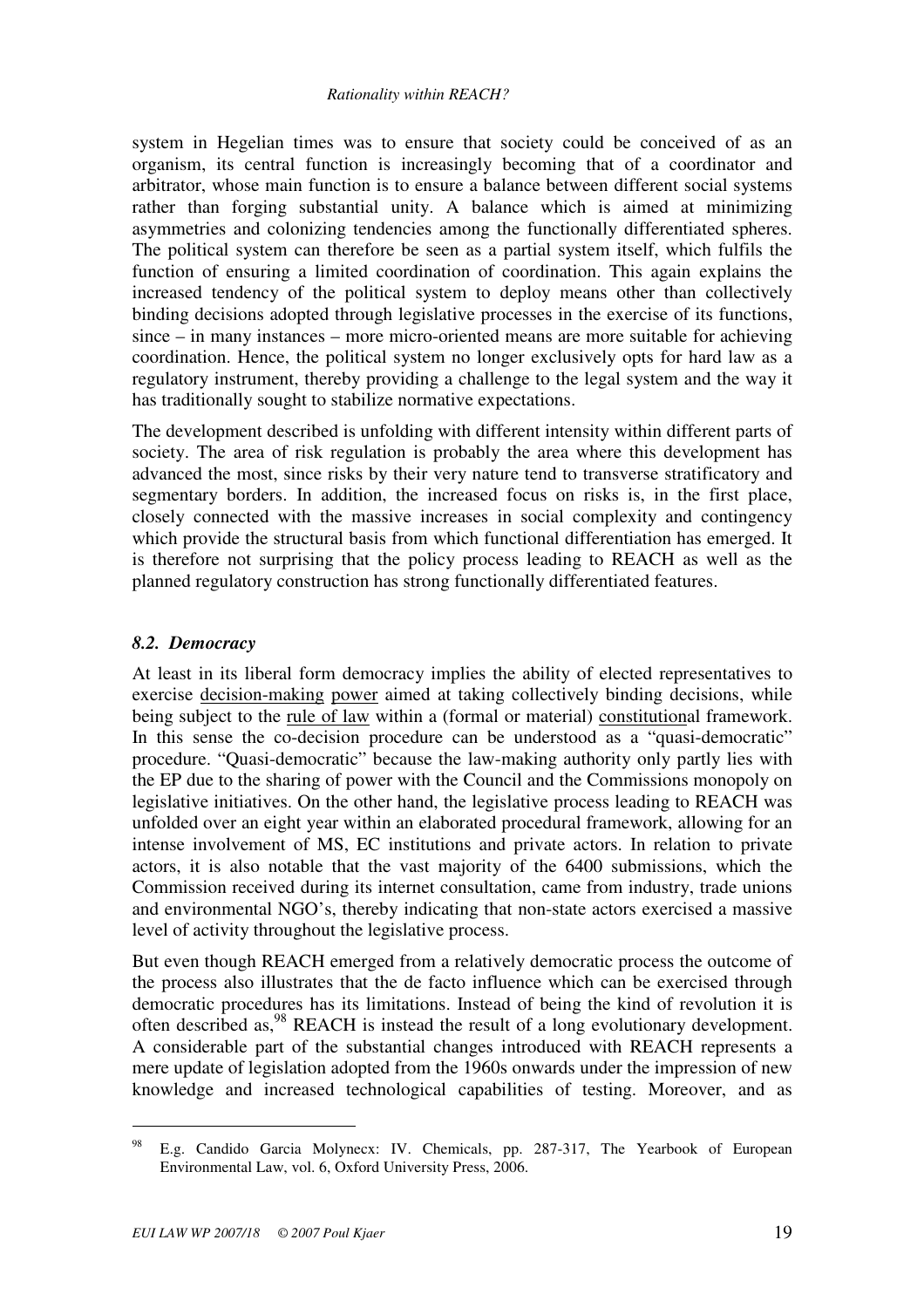system in Hegelian times was to ensure that society could be conceived of as an organism, its central function is increasingly becoming that of a coordinator and arbitrator, whose main function is to ensure a balance between different social systems rather than forging substantial unity. A balance which is aimed at minimizing asymmetries and colonizing tendencies among the functionally differentiated spheres. The political system can therefore be seen as a partial system itself, which fulfils the function of ensuring a limited coordination of coordination. This again explains the increased tendency of the political system to deploy means other than collectively binding decisions adopted through legislative processes in the exercise of its functions, since – in many instances – more micro-oriented means are more suitable for achieving coordination. Hence, the political system no longer exclusively opts for hard law as a regulatory instrument, thereby providing a challenge to the legal system and the way it has traditionally sought to stabilize normative expectations.

The development described is unfolding with different intensity within different parts of society. The area of risk regulation is probably the area where this development has advanced the most, since risks by their very nature tend to transverse stratificatory and segmentary borders. In addition, the increased focus on risks is, in the first place, closely connected with the massive increases in social complexity and contingency which provide the structural basis from which functional differentiation has emerged. It is therefore not surprising that the policy process leading to REACH as well as the planned regulatory construction has strong functionally differentiated features.

### *8.2. Democracy*

At least in its liberal form democracy implies the ability of elected representatives to exercise decision-making power aimed at taking collectively binding decisions, while being subject to the rule of law within a (formal or material) constitutional framework. In this sense the co-decision procedure can be understood as a "quasi-democratic" procedure. "Quasi-democratic" because the law-making authority only partly lies with the EP due to the sharing of power with the Council and the Commissions monopoly on legislative initiatives. On the other hand, the legislative process leading to REACH was unfolded over an eight year within an elaborated procedural framework, allowing for an intense involvement of MS, EC institutions and private actors. In relation to private actors, it is also notable that the vast majority of the 6400 submissions, which the Commission received during its internet consultation, came from industry, trade unions and environmental NGO's, thereby indicating that non-state actors exercised a massive level of activity throughout the legislative process.

But even though REACH emerged from a relatively democratic process the outcome of the process also illustrates that the de facto influence which can be exercised through democratic procedures has its limitations. Instead of being the kind of revolution it is often described as,[98] REACH is instead the result of a long evolutionary development. A considerable part of the substantial changes introduced with REACH represents a mere update of legislation adopted from the 1960s onwards under the impression of new knowledge and increased technological capabilities of testing. Moreover, and as

---

[98] E.g. Candido Garcia Molynecx: IV. Chemicals, pp. 287-317, The Yearbook of European Environmental Law, vol. 6, Oxford University Press, 2006.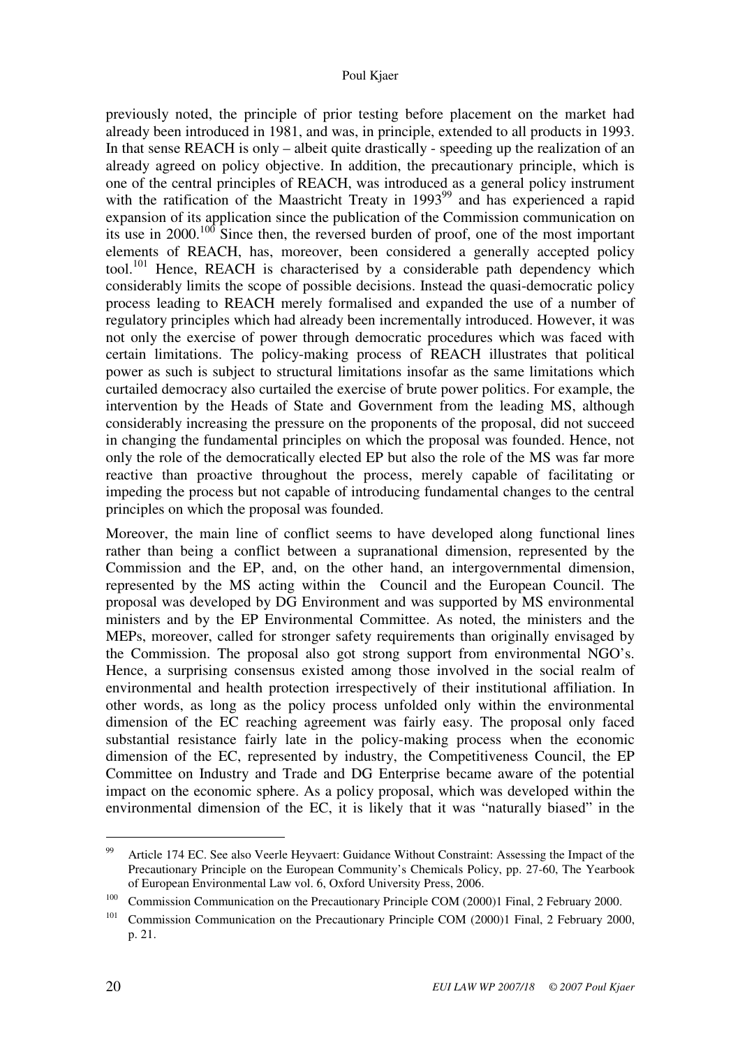previously noted, the principle of prior testing before placement on the market had already been introduced in 1981, and was, in principle, extended to all products in 1993. In that sense REACH is only – albeit quite drastically - speeding up the realization of an already agreed on policy objective. In addition, the precautionary principle, which is one of the central principles of REACH, was introduced as a general policy instrument with the ratification of the Maastricht Treaty in 1993[99] and has experienced a rapid expansion of its application since the publication of the Commission communication on its use in 2000.[100] Since then, the reversed burden of proof, one of the most important elements of REACH, has, moreover, been considered a generally accepted policy tool.[101] Hence, REACH is characterised by a considerable path dependency which considerably limits the scope of possible decisions. Instead the quasi-democratic policy process leading to REACH merely formalised and expanded the use of a number of regulatory principles which had already been incrementally introduced. However, it was not only the exercise of power through democratic procedures which was faced with certain limitations. The policy-making process of REACH illustrates that political power as such is subject to structural limitations insofar as the same limitations which curtailed democracy also curtailed the exercise of brute power politics. For example, the intervention by the Heads of State and Government from the leading MS, although considerably increasing the pressure on the proponents of the proposal, did not succeed in changing the fundamental principles on which the proposal was founded. Hence, not only the role of the democratically elected EP but also the role of the MS was far more reactive than proactive throughout the process, merely capable of facilitating or impeding the process but not capable of introducing fundamental changes to the central principles on which the proposal was founded.

Moreover, the main line of conflict seems to have developed along functional lines rather than being a conflict between a supranational dimension, represented by the Commission and the EP, and, on the other hand, an intergovernmental dimension, represented by the MS acting within the Council and the European Council. The proposal was developed by DG Environment and was supported by MS environmental ministers and by the EP Environmental Committee. As noted, the ministers and the MEPs, moreover, called for stronger safety requirements than originally envisaged by the Commission. The proposal also got strong support from environmental NGO's. Hence, a surprising consensus existed among those involved in the social realm of environmental and health protection irrespectively of their institutional affiliation. In other words, as long as the policy process unfolded only within the environmental dimension of the EC reaching agreement was fairly easy. The proposal only faced substantial resistance fairly late in the policy-making process when the economic dimension of the EC, represented by industry, the Competitiveness Council, the EP Committee on Industry and Trade and DG Enterprise became aware of the potential impact on the economic sphere. As a policy proposal, which was developed within the environmental dimension of the EC, it is likely that it was "naturally biased" in the

---

[99] Article 174 EC. See also Veerle Heyvaert: Guidance Without Constraint: Assessing the Impact of the Precautionary Principle on the European Community's Chemicals Policy, pp. 27-60, The Yearbook of European Environmental Law vol. 6, Oxford University Press, 2006.

[100] Commission Communication on the Precautionary Principle COM (2000)1 Final, 2 February 2000.

[101] Commission Communication on the Precautionary Principle COM (2000)1 Final, 2 February 2000, p. 21.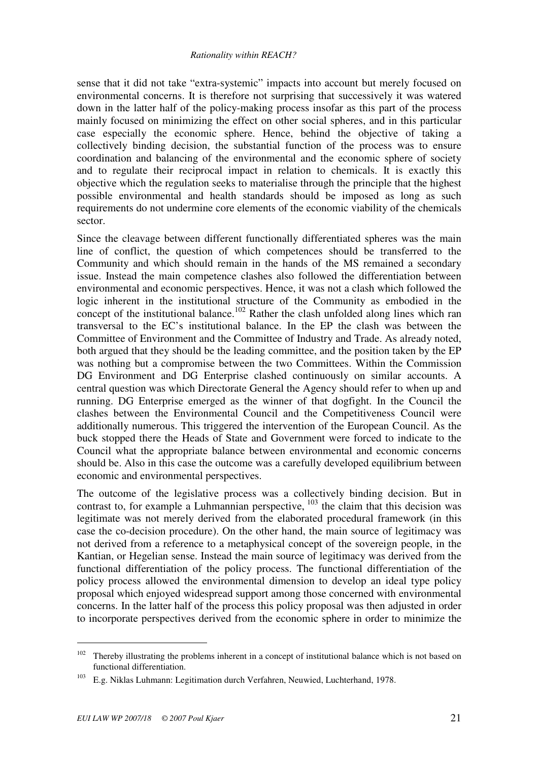sense that it did not take "extra-systemic" impacts into account but merely focused on environmental concerns. It is therefore not surprising that successively it was watered down in the latter half of the policy-making process insofar as this part of the process mainly focused on minimizing the effect on other social spheres, and in this particular case especially the economic sphere. Hence, behind the objective of taking a collectively binding decision, the substantial function of the process was to ensure coordination and balancing of the environmental and the economic sphere of society and to regulate their reciprocal impact in relation to chemicals. It is exactly this objective which the regulation seeks to materialise through the principle that the highest possible environmental and health standards should be imposed as long as such requirements do not undermine core elements of the economic viability of the chemicals sector.

Since the cleavage between different functionally differentiated spheres was the main line of conflict, the question of which competences should be transferred to the Community and which should remain in the hands of the MS remained a secondary issue. Instead the main competence clashes also followed the differentiation between environmental and economic perspectives. Hence, it was not a clash which followed the logic inherent in the institutional structure of the Community as embodied in the concept of the institutional balance.[102] Rather the clash unfolded along lines which ran transversal to the EC's institutional balance. In the EP the clash was between the Committee of Environment and the Committee of Industry and Trade. As already noted, both argued that they should be the leading committee, and the position taken by the EP was nothing but a compromise between the two Committees. Within the Commission DG Environment and DG Enterprise clashed continuously on similar accounts. A central question was which Directorate General the Agency should refer to when up and running. DG Enterprise emerged as the winner of that dogfight. In the Council the clashes between the Environmental Council and the Competitiveness Council were additionally numerous. This triggered the intervention of the European Council. As the buck stopped there the Heads of State and Government were forced to indicate to the Council what the appropriate balance between environmental and economic concerns should be. Also in this case the outcome was a carefully developed equilibrium between economic and environmental perspectives.

The outcome of the legislative process was a collectively binding decision. But in contrast to, for example a Luhmannian perspective, [103] the claim that this decision was legitimate was not merely derived from the elaborated procedural framework (in this case the co-decision procedure). On the other hand, the main source of legitimacy was not derived from a reference to a metaphysical concept of the sovereign people, in the Kantian, or Hegelian sense. Instead the main source of legitimacy was derived from the functional differentiation of the policy process. The functional differentiation of the policy process allowed the environmental dimension to develop an ideal type policy proposal which enjoyed widespread support among those concerned with environmental concerns. In the latter half of the process this policy proposal was then adjusted in order to incorporate perspectives derived from the economic sphere in order to minimize the

---

[102] Thereby illustrating the problems inherent in a concept of institutional balance which is not based on functional differentiation.

[103] E.g. Niklas Luhmann: Legitimation durch Verfahren, Neuwied, Luchterhand, 1978.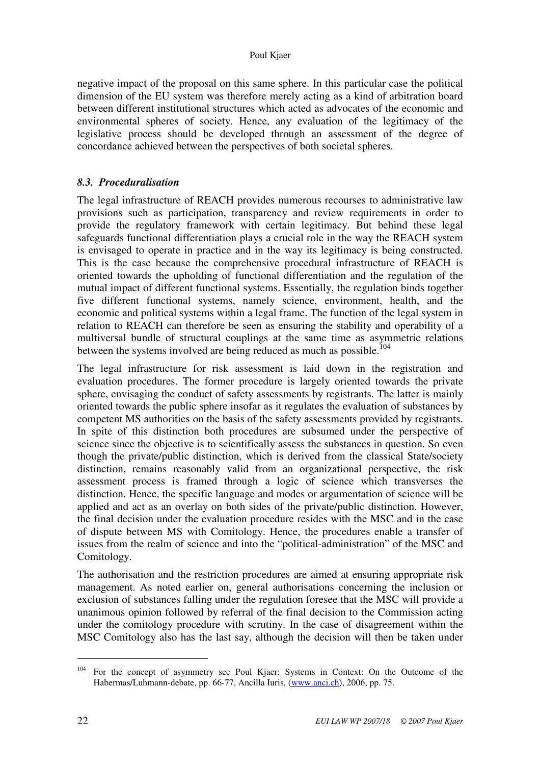negative impact of the proposal on this same sphere. In this particular case the political dimension of the EU system was therefore merely acting as a kind of arbitration board between different institutional structures which acted as advocates of the economic and environmental spheres of society. Hence, any evaluation of the legitimacy of the legislative process should be developed through an assessment of the degree of concordance achieved between the perspectives of both societal spheres.

### *8.3. Proceduralisation*

The legal infrastructure of REACH provides numerous recourses to administrative law provisions such as participation, transparency and review requirements in order to provide the regulatory framework with certain legitimacy. But behind these legal safeguards functional differentiation plays a crucial role in the way the REACH system is envisaged to operate in practice and in the way its legitimacy is being constructed. This is the case because the comprehensive procedural infrastructure of REACH is oriented towards the upholding of functional differentiation and the regulation of the mutual impact of different functional systems. Essentially, the regulation binds together five different functional systems, namely science, environment, health, and the economic and political systems within a legal frame. The function of the legal system in relation to REACH can therefore be seen as ensuring the stability and operability of a multiversal bundle of structural couplings at the same time as asymmetric relations between the systems involved are being reduced as much as possible.[104]

The legal infrastructure for risk assessment is laid down in the registration and evaluation procedures. The former procedure is largely oriented towards the private sphere, envisaging the conduct of safety assessments by registrants. The latter is mainly oriented towards the public sphere insofar as it regulates the evaluation of substances by competent MS authorities on the basis of the safety assessments provided by registrants. In spite of this distinction both procedures are subsumed under the perspective of science since the objective is to scientifically assess the substances in question. So even though the private/public distinction, which is derived from the classical State/society distinction, remains reasonably valid from an organizational perspective, the risk assessment process is framed through a logic of science which transverses the distinction. Hence, the specific language and modes or argumentation of science will be applied and act as an overlay on both sides of the private/public distinction. However, the final decision under the evaluation procedure resides with the MSC and in the case of dispute between MS with Comitology. Hence, the procedures enable a transfer of issues from the realm of science and into the "political-administration" of the MSC and Comitology.

The authorisation and the restriction procedures are aimed at ensuring appropriate risk management. As noted earlier on, general authorisations concerning the inclusion or exclusion of substances falling under the regulation foresee that the MSC will provide a unanimous opinion followed by referral of the final decision to the Commission acting under the comitology procedure with scrutiny. In the case of disagreement within the MSC Comitology also has the last say, although the decision will then be taken under

---

[104] For the concept of asymmetry see Poul Kjaer: Systems in Context: On the Outcome of the Habermas/Luhmann-debate, pp. 66-77, Ancilla Iuris, (www.anci.ch), 2006, pp. 75.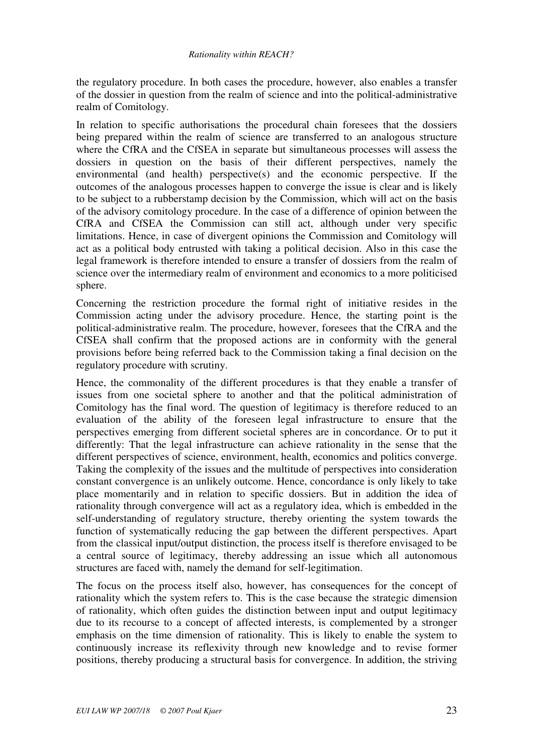the regulatory procedure. In both cases the procedure, however, also enables a transfer of the dossier in question from the realm of science and into the political-administrative realm of Comitology.

In relation to specific authorisations the procedural chain foresees that the dossiers being prepared within the realm of science are transferred to an analogous structure where the CfRA and the CfSEA in separate but simultaneous processes will assess the dossiers in question on the basis of their different perspectives, namely the environmental (and health) perspective(s) and the economic perspective. If the outcomes of the analogous processes happen to converge the issue is clear and is likely to be subject to a rubberstamp decision by the Commission, which will act on the basis of the advisory comitology procedure. In the case of a difference of opinion between the CfRA and CfSEA the Commission can still act, although under very specific limitations. Hence, in case of divergent opinions the Commission and Comitology will act as a political body entrusted with taking a political decision. Also in this case the legal framework is therefore intended to ensure a transfer of dossiers from the realm of science over the intermediary realm of environment and economics to a more politicised sphere.

Concerning the restriction procedure the formal right of initiative resides in the Commission acting under the advisory procedure. Hence, the starting point is the political-administrative realm. The procedure, however, foresees that the CfRA and the CfSEA shall confirm that the proposed actions are in conformity with the general provisions before being referred back to the Commission taking a final decision on the regulatory procedure with scrutiny.

Hence, the commonality of the different procedures is that they enable a transfer of issues from one societal sphere to another and that the political administration of Comitology has the final word. The question of legitimacy is therefore reduced to an evaluation of the ability of the foreseen legal infrastructure to ensure that the perspectives emerging from different societal spheres are in concordance. Or to put it differently: That the legal infrastructure can achieve rationality in the sense that the different perspectives of science, environment, health, economics and politics converge. Taking the complexity of the issues and the multitude of perspectives into consideration constant convergence is an unlikely outcome. Hence, concordance is only likely to take place momentarily and in relation to specific dossiers. But in addition the idea of rationality through convergence will act as a regulatory idea, which is embedded in the self-understanding of regulatory structure, thereby orienting the system towards the function of systematically reducing the gap between the different perspectives. Apart from the classical input/output distinction, the process itself is therefore envisaged to be a central source of legitimacy, thereby addressing an issue which all autonomous structures are faced with, namely the demand for self-legitimation.

The focus on the process itself also, however, has consequences for the concept of rationality which the system refers to. This is the case because the strategic dimension of rationality, which often guides the distinction between input and output legitimacy due to its recourse to a concept of affected interests, is complemented by a stronger emphasis on the time dimension of rationality. This is likely to enable the system to continuously increase its reflexivity through new knowledge and to revise former positions, thereby producing a structural basis for convergence. In addition, the striving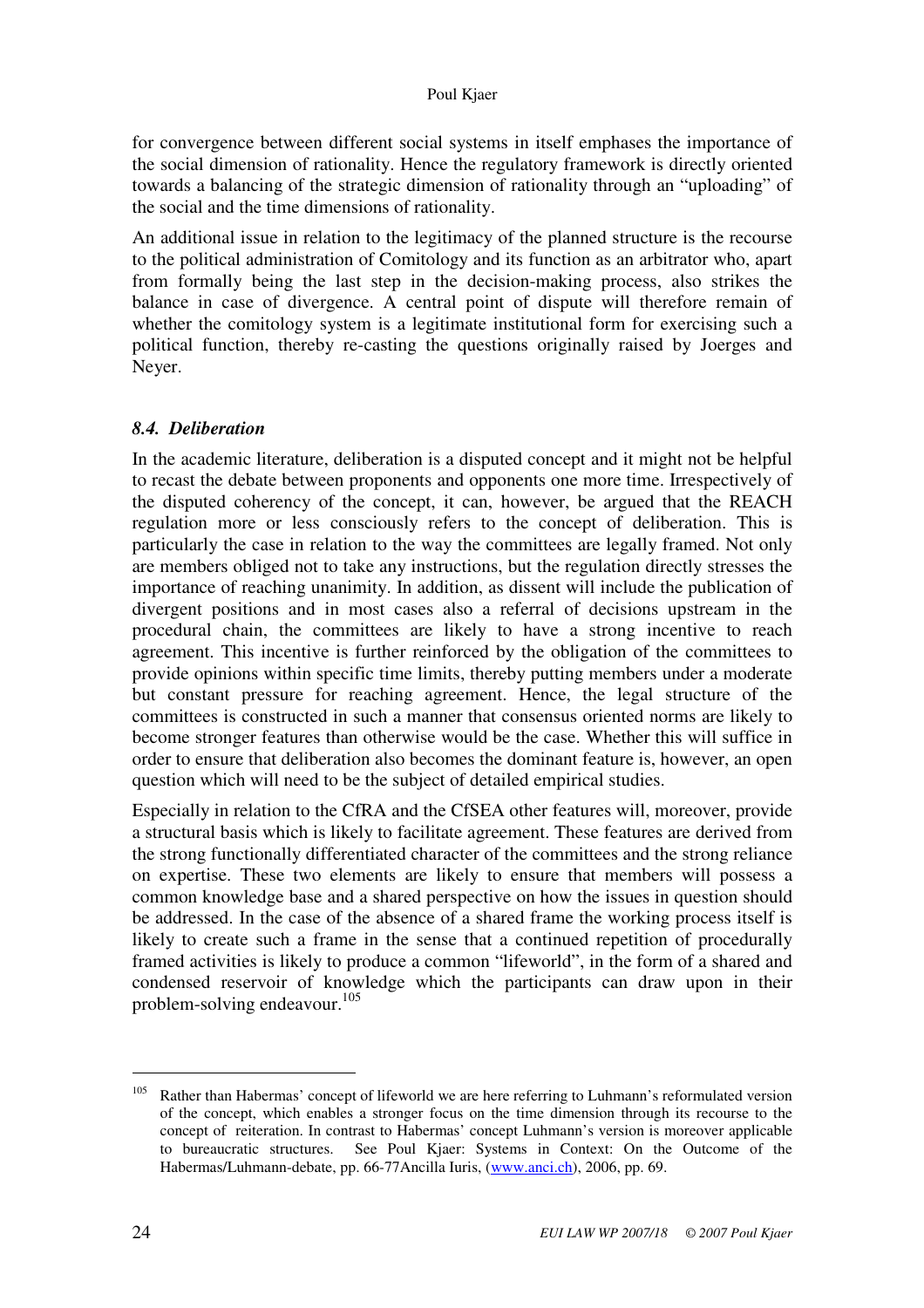for convergence between different social systems in itself emphases the importance of the social dimension of rationality. Hence the regulatory framework is directly oriented towards a balancing of the strategic dimension of rationality through an "uploading" of the social and the time dimensions of rationality.

An additional issue in relation to the legitimacy of the planned structure is the recourse to the political administration of Comitology and its function as an arbitrator who, apart from formally being the last step in the decision-making process, also strikes the balance in case of divergence. A central point of dispute will therefore remain of whether the comitology system is a legitimate institutional form for exercising such a political function, thereby re-casting the questions originally raised by Joerges and Neyer.

### *8.4. Deliberation*

In the academic literature, deliberation is a disputed concept and it might not be helpful to recast the debate between proponents and opponents one more time. Irrespectively of the disputed coherency of the concept, it can, however, be argued that the REACH regulation more or less consciously refers to the concept of deliberation. This is particularly the case in relation to the way the committees are legally framed. Not only are members obliged not to take any instructions, but the regulation directly stresses the importance of reaching unanimity. In addition, as dissent will include the publication of divergent positions and in most cases also a referral of decisions upstream in the procedural chain, the committees are likely to have a strong incentive to reach agreement. This incentive is further reinforced by the obligation of the committees to provide opinions within specific time limits, thereby putting members under a moderate but constant pressure for reaching agreement. Hence, the legal structure of the committees is constructed in such a manner that consensus oriented norms are likely to become stronger features than otherwise would be the case. Whether this will suffice in order to ensure that deliberation also becomes the dominant feature is, however, an open question which will need to be the subject of detailed empirical studies.

Especially in relation to the CfRA and the CfSEA other features will, moreover, provide a structural basis which is likely to facilitate agreement. These features are derived from the strong functionally differentiated character of the committees and the strong reliance on expertise. These two elements are likely to ensure that members will possess a common knowledge base and a shared perspective on how the issues in question should be addressed. In the case of the absence of a shared frame the working process itself is likely to create such a frame in the sense that a continued repetition of procedurally framed activities is likely to produce a common "lifeworld", in the form of a shared and condensed reservoir of knowledge which the participants can draw upon in their problem-solving endeavour.[105]

---

[105] Rather than Habermas' concept of lifeworld we are here referring to Luhmann's reformulated version of the concept, which enables a stronger focus on the time dimension through its recourse to the concept of reiteration. In contrast to Habermas' concept Luhmann's version is moreover applicable to bureaucratic structures. See Poul Kjaer: Systems in Context: On the Outcome of the Habermas/Luhmann-debate, pp. 66-77Ancilla Iuris, (www.anci.ch), 2006, pp. 69.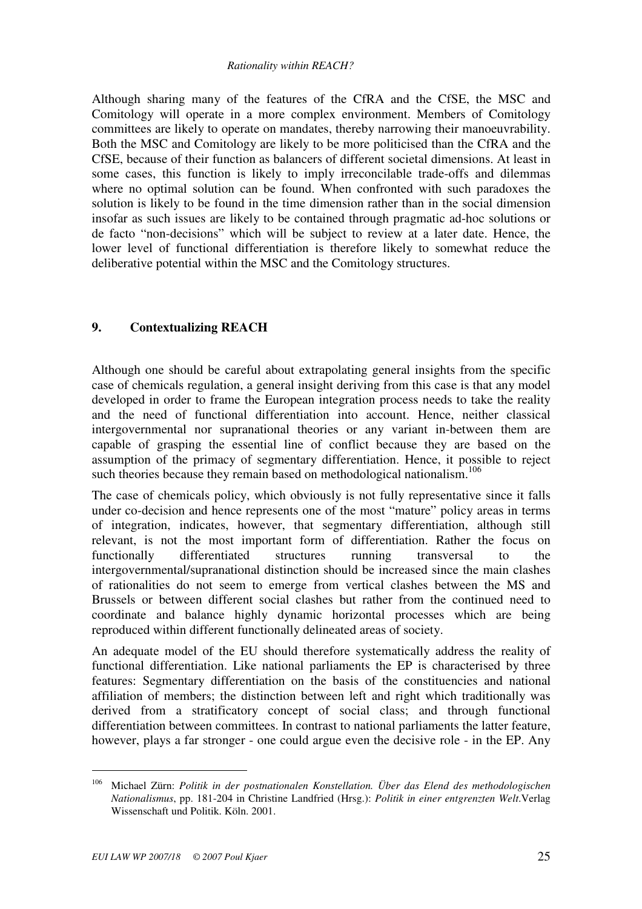Although sharing many of the features of the CfRA and the CfSE, the MSC and Comitology will operate in a more complex environment. Members of Comitology committees are likely to operate on mandates, thereby narrowing their manoeuvrability. Both the MSC and Comitology are likely to be more politicised than the CfRA and the CfSE, because of their function as balancers of different societal dimensions. At least in some cases, this function is likely to imply irreconcilable trade-offs and dilemmas where no optimal solution can be found. When confronted with such paradoxes the solution is likely to be found in the time dimension rather than in the social dimension insofar as such issues are likely to be contained through pragmatic ad-hoc solutions or de facto "non-decisions" which will be subject to review at a later date. Hence, the lower level of functional differentiation is therefore likely to somewhat reduce the deliberative potential within the MSC and the Comitology structures.

## 9. Contextualizing REACH

Although one should be careful about extrapolating general insights from the specific case of chemicals regulation, a general insight deriving from this case is that any model developed in order to frame the European integration process needs to take the reality and the need of functional differentiation into account. Hence, neither classical intergovernmental nor supranational theories or any variant in-between them are capable of grasping the essential line of conflict because they are based on the assumption of the primacy of segmentary differentiation. Hence, it possible to reject such theories because they remain based on methodological nationalism.[106]

The case of chemicals policy, which obviously is not fully representative since it falls under co-decision and hence represents one of the most "mature" policy areas in terms of integration, indicates, however, that segmentary differentiation, although still relevant, is not the most important form of differentiation. Rather the focus on functionally differentiated structures running transversal to the intergovernmental/supranational distinction should be increased since the main clashes of rationalities do not seem to emerge from vertical clashes between the MS and Brussels or between different social clashes but rather from the continued need to coordinate and balance highly dynamic horizontal processes which are being reproduced within different functionally delineated areas of society.

An adequate model of the EU should therefore systematically address the reality of functional differentiation. Like national parliaments the EP is characterised by three features: Segmentary differentiation on the basis of the constituencies and national affiliation of members; the distinction between left and right which traditionally was derived from a stratificatory concept of social class; and through functional differentiation between committees. In contrast to national parliaments the latter feature, however, plays a far stronger - one could argue even the decisive role - in the EP. Any

---

[106] Michael Zürn: *Politik in der postnationalen Konstellation. Über das Elend des methodologischen Nationalismus*, pp. 181-204 in Christine Landfried (Hrsg.): *Politik in einer entgrenzten Welt*. Verlag Wissenschaft und Politik. Köln. 2001.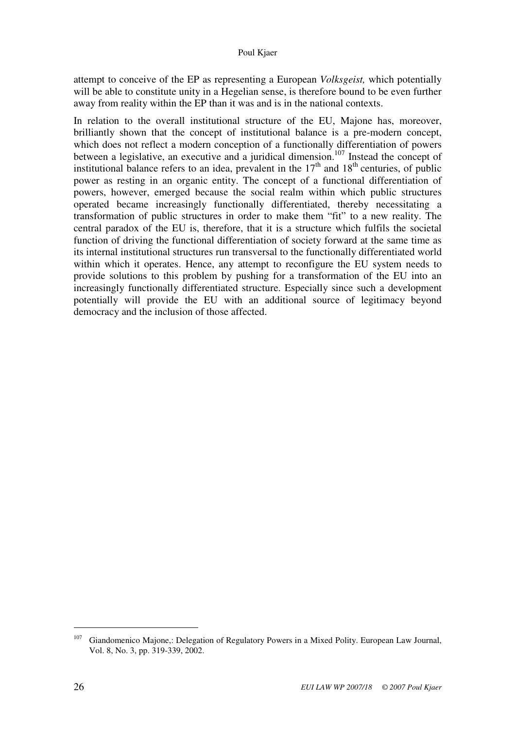attempt to conceive of the EP as representing a European *Volksgeist,* which potentially will be able to constitute unity in a Hegelian sense, is therefore bound to be even further away from reality within the EP than it was and is in the national contexts.

In relation to the overall institutional structure of the EU, Majone has, moreover, brilliantly shown that the concept of institutional balance is a pre-modern concept, which does not reflect a modern conception of a functionally differentiation of powers between a legislative, an executive and a juridical dimension.[107] Instead the concept of institutional balance refers to an idea, prevalent in the 17th and 18th centuries, of public power as resting in an organic entity. The concept of a functional differentiation of powers, however, emerged because the social realm within which public structures operated became increasingly functionally differentiated, thereby necessitating a transformation of public structures in order to make them "fit" to a new reality. The central paradox of the EU is, therefore, that it is a structure which fulfils the societal function of driving the functional differentiation of society forward at the same time as its internal institutional structures run transversal to the functionally differentiated world within which it operates. Hence, any attempt to reconfigure the EU system needs to provide solutions to this problem by pushing for a transformation of the EU into an increasingly functionally differentiated structure. Especially since such a development potentially will provide the EU with an additional source of legitimacy beyond democracy and the inclusion of those affected.

---

[107] Giandomenico Majone,: Delegation of Regulatory Powers in a Mixed Polity. European Law Journal, Vol. 8, No. 3, pp. 319-339, 2002.